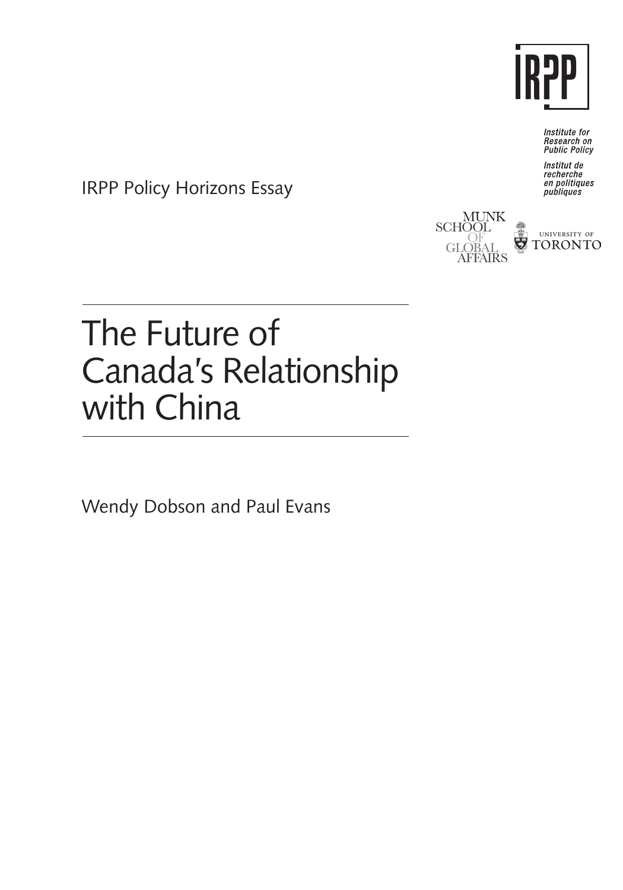IRPP

Institute for Research on Public Policy

Institut de recherche en politiques publiques

MUNK SCHOOL OF GLOBAL AFFAIRS

UNIVERSITY OF TORONTO

IRPP Policy Horizons Essay

# The Future of Canada's Relationship with China

Wendy Dobson and Paul Evans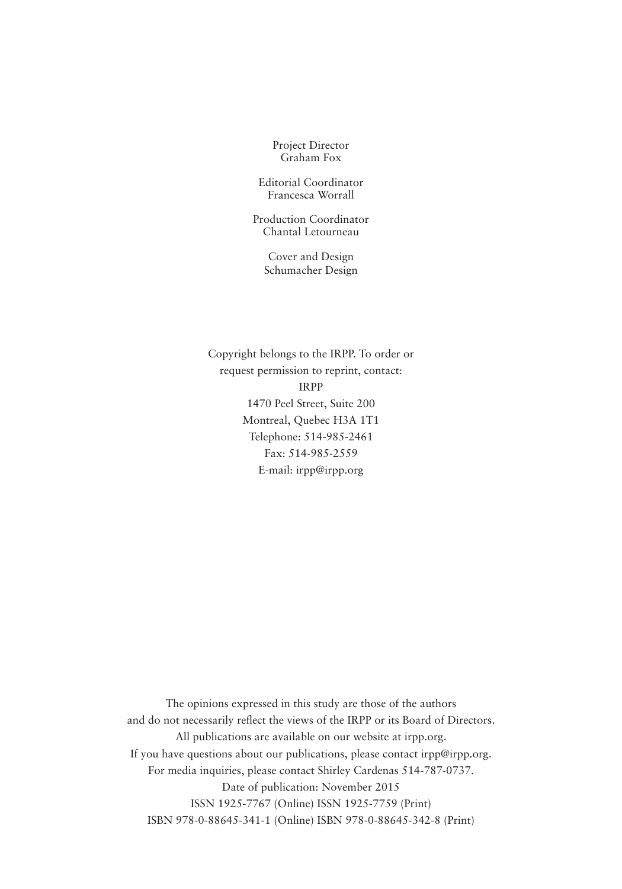Project Director
Graham Fox

Editorial Coordinator
Francesca Worrall

Production Coordinator
Chantal Letourneau

Cover and Design
Schumacher Design

Copyright belongs to the IRPP. To order or
request permission to reprint, contact:
IRPP
1470 Peel Street, Suite 200
Montreal, Quebec H3A 1T1
Telephone: 514-985-2461
Fax: 514-985-2559
E-mail: irpp@irpp.org

The opinions expressed in this study are those of the authors
and do not necessarily reflect the views of the IRPP or its Board of Directors.
All publications are available on our website at irpp.org.
If you have questions about our publications, please contact irpp@irpp.org.
For media inquiries, please contact Shirley Cardenas 514-787-0737.
Date of publication: November 2015
ISSN 1925-7767 (Online) ISSN 1925-7759 (Print)
ISBN 978-0-88645-341-1 (Online) ISBN 978-0-88645-342-8 (Print)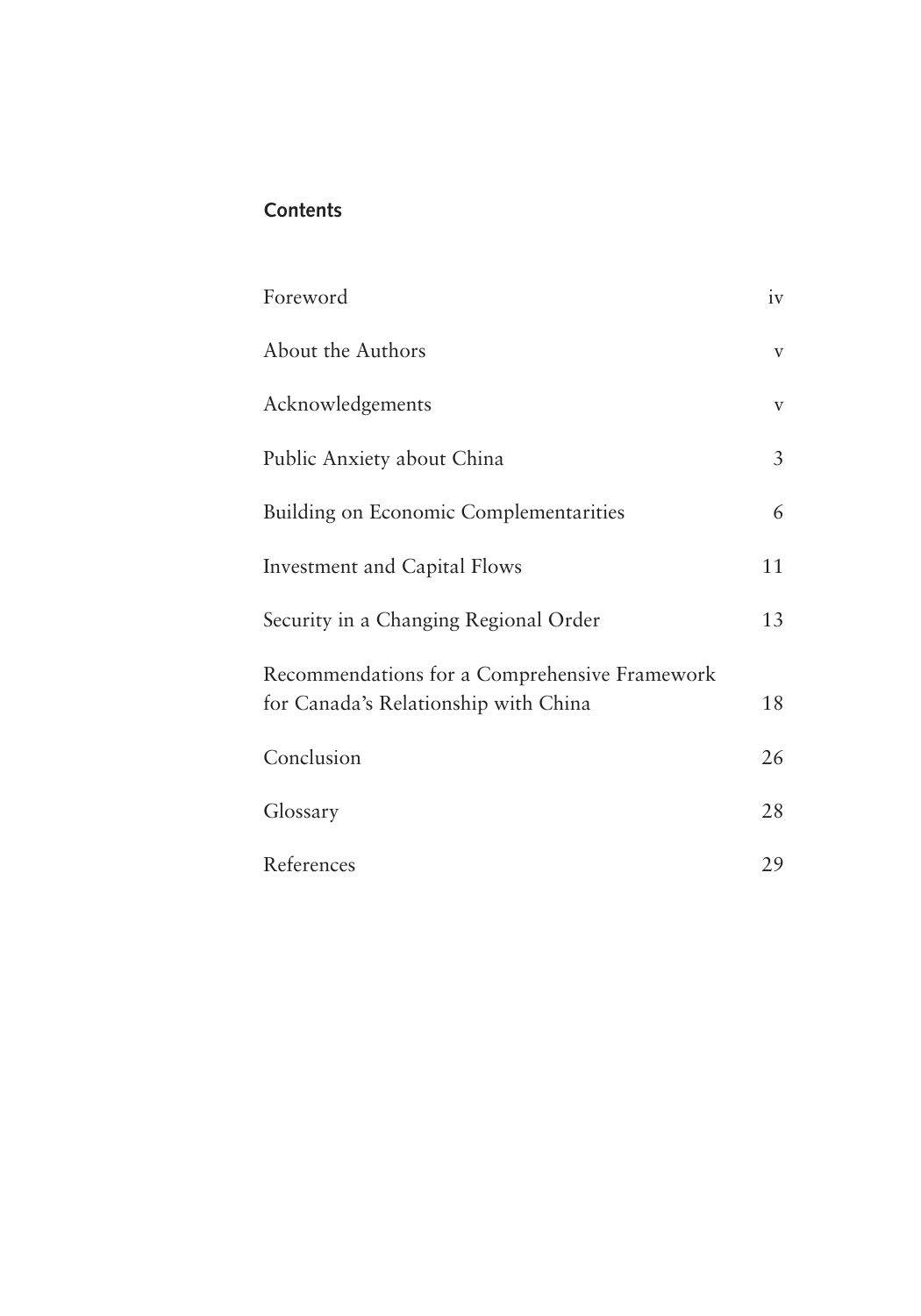## Contents

| | |
|---|---|
| Foreword | iv |
| About the Authors | v |
| Acknowledgements | v |
| Public Anxiety about China | 3 |
| Building on Economic Complementarities | 6 |
| Investment and Capital Flows | 11 |
| Security in a Changing Regional Order | 13 |
| Recommendations for a Comprehensive Framework for Canada's Relationship with China | 18 |
| Conclusion | 26 |
| Glossary | 28 |
| References | 29 |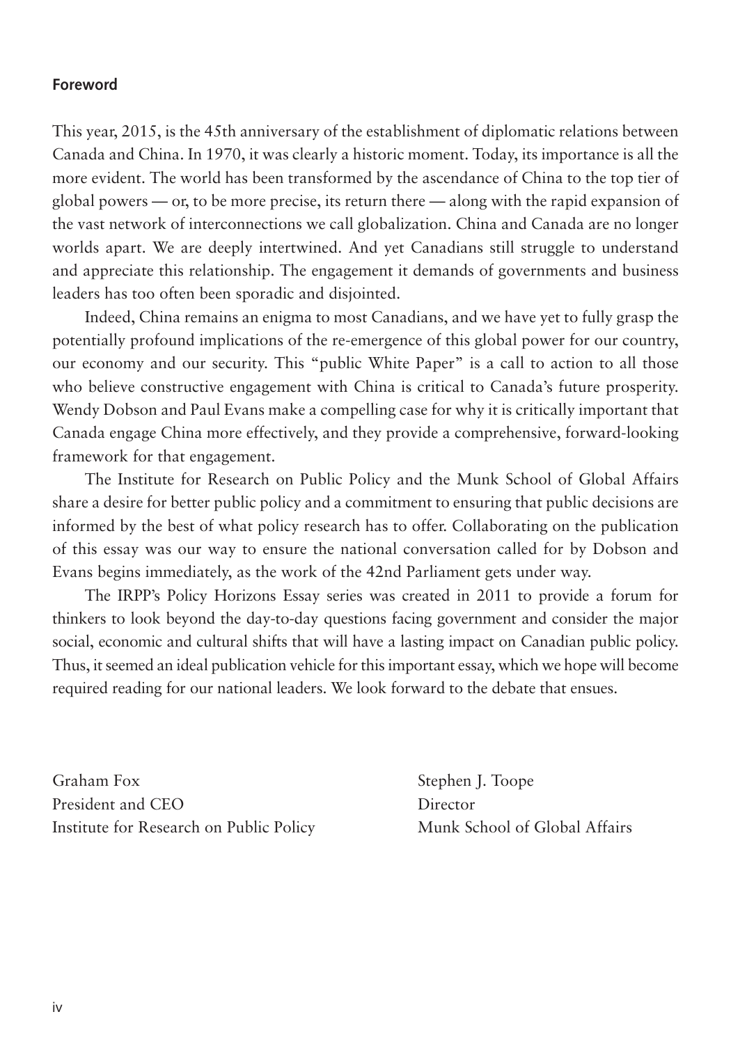## Foreword

This year, 2015, is the 45th anniversary of the establishment of diplomatic relations between Canada and China. In 1970, it was clearly a historic moment. Today, its importance is all the more evident. The world has been transformed by the ascendance of China to the top tier of global powers — or, to be more precise, its return there — along with the rapid expansion of the vast network of interconnections we call globalization. China and Canada are no longer worlds apart. We are deeply intertwined. And yet Canadians still struggle to understand and appreciate this relationship. The engagement it demands of governments and business leaders has too often been sporadic and disjointed.

Indeed, China remains an enigma to most Canadians, and we have yet to fully grasp the potentially profound implications of the re-emergence of this global power for our country, our economy and our security. This "public White Paper" is a call to action to all those who believe constructive engagement with China is critical to Canada's future prosperity. Wendy Dobson and Paul Evans make a compelling case for why it is critically important that Canada engage China more effectively, and they provide a comprehensive, forward-looking framework for that engagement.

The Institute for Research on Public Policy and the Munk School of Global Affairs share a desire for better public policy and a commitment to ensuring that public decisions are informed by the best of what policy research has to offer. Collaborating on the publication of this essay was our way to ensure the national conversation called for by Dobson and Evans begins immediately, as the work of the 42nd Parliament gets under way.

The IRPP's Policy Horizons Essay series was created in 2011 to provide a forum for thinkers to look beyond the day-to-day questions facing government and consider the major social, economic and cultural shifts that will have a lasting impact on Canadian public policy. Thus, it seemed an ideal publication vehicle for this important essay, which we hope will become required reading for our national leaders. We look forward to the debate that ensues.

Graham Fox
President and CEO
Institute for Research on Public Policy

Stephen J. Toope
Director
Munk School of Global Affairs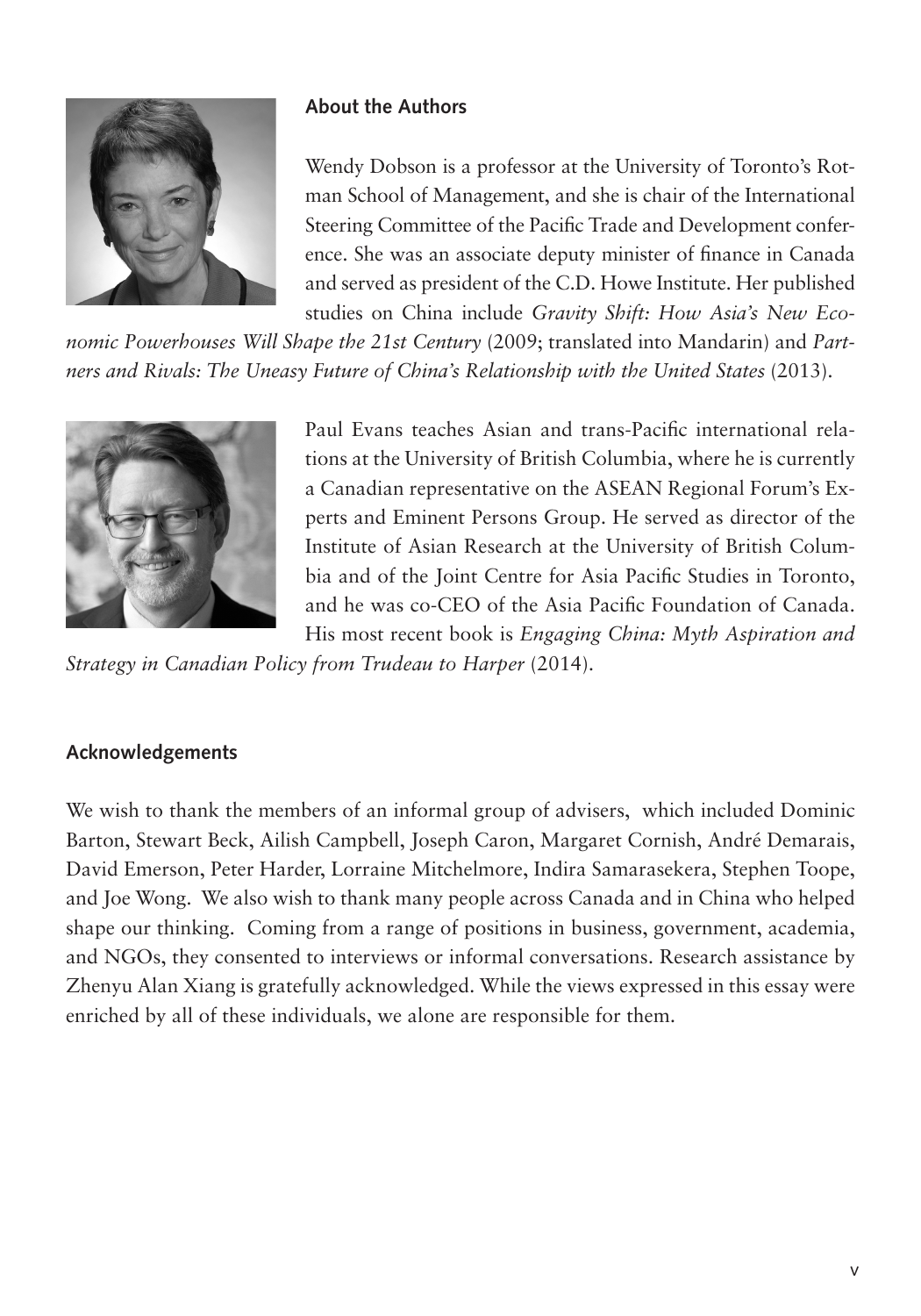## About the Authors

Wendy Dobson is a professor at the University of Toronto's Rotman School of Management, and she is chair of the International Steering Committee of the Pacific Trade and Development conference. She was an associate deputy minister of finance in Canada and served as president of the C.D. Howe Institute. Her published studies on China include *Gravity Shift: How Asia's New Economic Powerhouses Will Shape the 21st Century* (2009; translated into Mandarin) and *Partners and Rivals: The Uneasy Future of China's Relationship with the United States* (2013).

Paul Evans teaches Asian and trans-Pacific international relations at the University of British Columbia, where he is currently a Canadian representative on the ASEAN Regional Forum's Experts and Eminent Persons Group. He served as director of the Institute of Asian Research at the University of British Columbia and of the Joint Centre for Asia Pacific Studies in Toronto, and he was co-CEO of the Asia Pacific Foundation of Canada. His most recent book is *Engaging China: Myth Aspiration and Strategy in Canadian Policy from Trudeau to Harper* (2014).

## Acknowledgements

We wish to thank the members of an informal group of advisers, which included Dominic Barton, Stewart Beck, Ailish Campbell, Joseph Caron, Margaret Cornish, André Demarais, David Emerson, Peter Harder, Lorraine Mitchelmore, Indira Samarasekera, Stephen Toope, and Joe Wong. We also wish to thank many people across Canada and in China who helped shape our thinking. Coming from a range of positions in business, government, academia, and NGOs, they consented to interviews or informal conversations. Research assistance by Zhenyu Alan Xiang is gratefully acknowledged. While the views expressed in this essay were enriched by all of these individuals, we alone are responsible for them.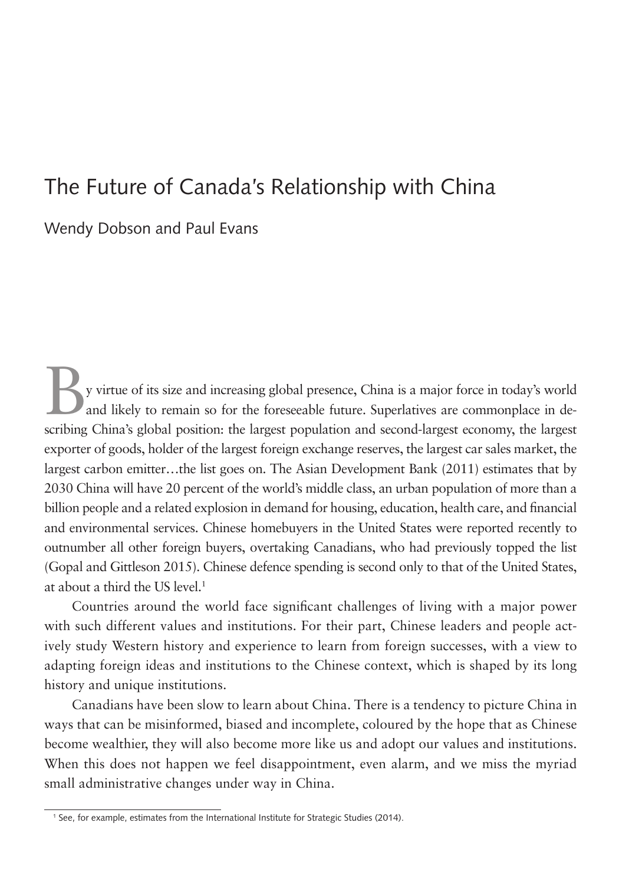# The Future of Canada's Relationship with China

Wendy Dobson and Paul Evans

By virtue of its size and increasing global presence, China is a major force in today's world and likely to remain so for the foreseeable future. Superlatives are commonplace in describing China's global position: the largest population and second-largest economy, the largest exporter of goods, holder of the largest foreign exchange reserves, the largest car sales market, the largest carbon emitter…the list goes on. The Asian Development Bank (2011) estimates that by 2030 China will have 20 percent of the world's middle class, an urban population of more than a billion people and a related explosion in demand for housing, education, health care, and financial and environmental services. Chinese homebuyers in the United States were reported recently to outnumber all other foreign buyers, overtaking Canadians, who had previously topped the list (Gopal and Gittleson 2015). Chinese defence spending is second only to that of the United States, at about a third the US level.[1]

Countries around the world face significant challenges of living with a major power with such different values and institutions. For their part, Chinese leaders and people actively study Western history and experience to learn from foreign successes, with a view to adapting foreign ideas and institutions to the Chinese context, which is shaped by its long history and unique institutions.

Canadians have been slow to learn about China. There is a tendency to picture China in ways that can be misinformed, biased and incomplete, coloured by the hope that as Chinese become wealthier, they will also become more like us and adopt our values and institutions. When this does not happen we feel disappointment, even alarm, and we miss the myriad small administrative changes under way in China.

[1] See, for example, estimates from the International Institute for Strategic Studies (2014).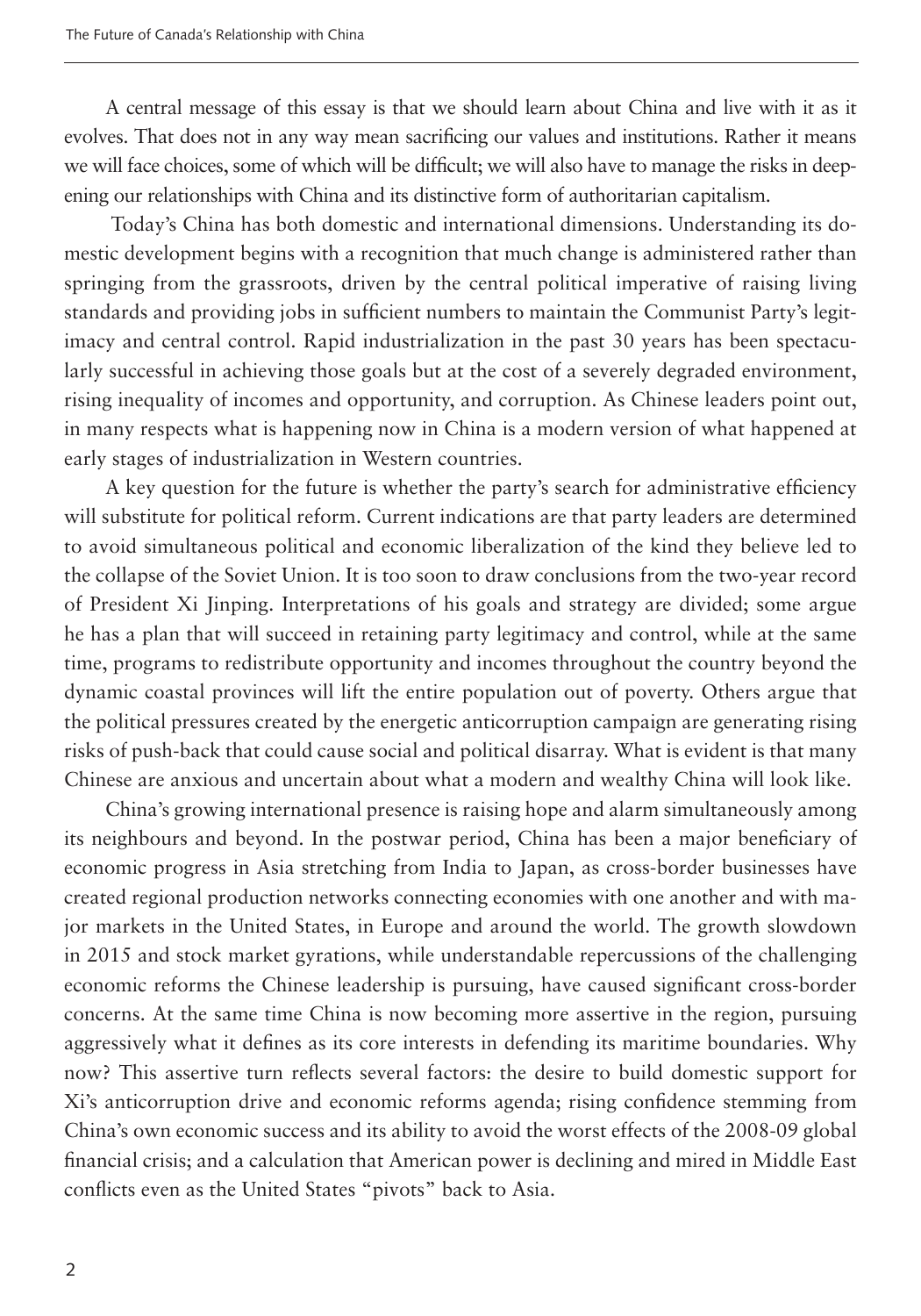A central message of this essay is that we should learn about China and live with it as it evolves. That does not in any way mean sacrificing our values and institutions. Rather it means we will face choices, some of which will be difficult; we will also have to manage the risks in deepening our relationships with China and its distinctive form of authoritarian capitalism.

Today's China has both domestic and international dimensions. Understanding its domestic development begins with a recognition that much change is administered rather than springing from the grassroots, driven by the central political imperative of raising living standards and providing jobs in sufficient numbers to maintain the Communist Party's legitimacy and central control. Rapid industrialization in the past 30 years has been spectacularly successful in achieving those goals but at the cost of a severely degraded environment, rising inequality of incomes and opportunity, and corruption. As Chinese leaders point out, in many respects what is happening now in China is a modern version of what happened at early stages of industrialization in Western countries.

A key question for the future is whether the party's search for administrative efficiency will substitute for political reform. Current indications are that party leaders are determined to avoid simultaneous political and economic liberalization of the kind they believe led to the collapse of the Soviet Union. It is too soon to draw conclusions from the two-year record of President Xi Jinping. Interpretations of his goals and strategy are divided; some argue he has a plan that will succeed in retaining party legitimacy and control, while at the same time, programs to redistribute opportunity and incomes throughout the country beyond the dynamic coastal provinces will lift the entire population out of poverty. Others argue that the political pressures created by the energetic anticorruption campaign are generating rising risks of push-back that could cause social and political disarray. What is evident is that many Chinese are anxious and uncertain about what a modern and wealthy China will look like.

China's growing international presence is raising hope and alarm simultaneously among its neighbours and beyond. In the postwar period, China has been a major beneficiary of economic progress in Asia stretching from India to Japan, as cross-border businesses have created regional production networks connecting economies with one another and with major markets in the United States, in Europe and around the world. The growth slowdown in 2015 and stock market gyrations, while understandable repercussions of the challenging economic reforms the Chinese leadership is pursuing, have caused significant cross-border concerns. At the same time China is now becoming more assertive in the region, pursuing aggressively what it defines as its core interests in defending its maritime boundaries. Why now? This assertive turn reflects several factors: the desire to build domestic support for Xi's anticorruption drive and economic reforms agenda; rising confidence stemming from China's own economic success and its ability to avoid the worst effects of the 2008-09 global financial crisis; and a calculation that American power is declining and mired in Middle East conflicts even as the United States "pivots" back to Asia.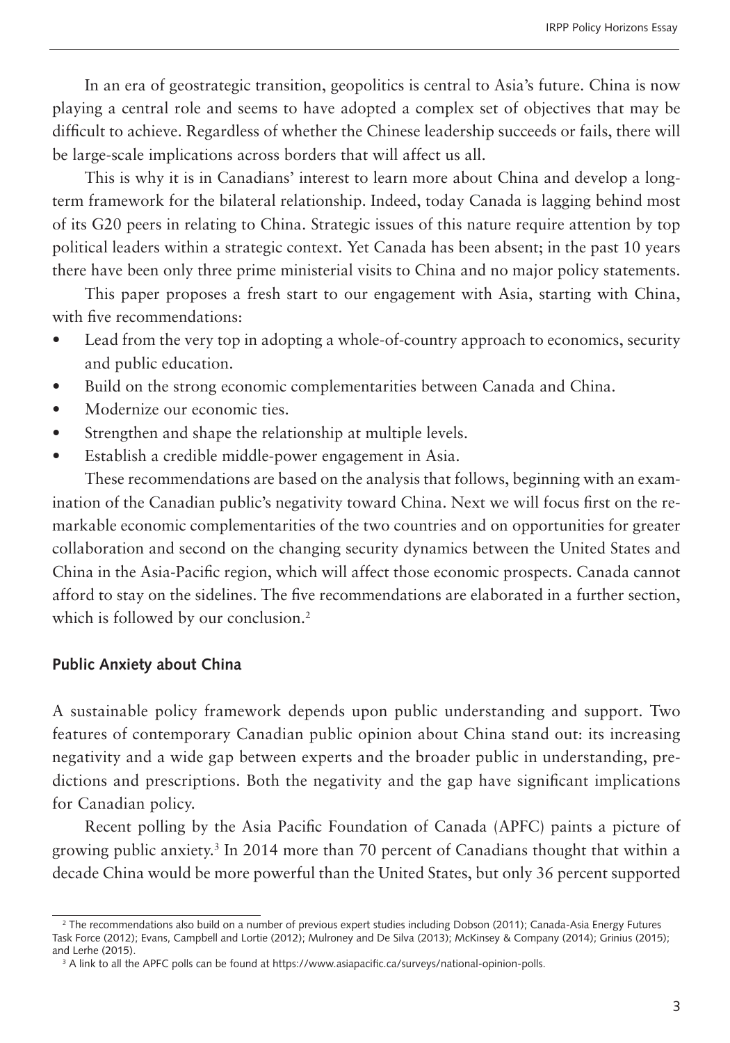In an era of geostrategic transition, geopolitics is central to Asia's future. China is now playing a central role and seems to have adopted a complex set of objectives that may be difficult to achieve. Regardless of whether the Chinese leadership succeeds or fails, there will be large-scale implications across borders that will affect us all.

This is why it is in Canadians' interest to learn more about China and develop a long-term framework for the bilateral relationship. Indeed, today Canada is lagging behind most of its G20 peers in relating to China. Strategic issues of this nature require attention by top political leaders within a strategic context. Yet Canada has been absent; in the past 10 years there have been only three prime ministerial visits to China and no major policy statements.

This paper proposes a fresh start to our engagement with Asia, starting with China, with five recommendations:

- Lead from the very top in adopting a whole-of-country approach to economics, security and public education.
- Build on the strong economic complementarities between Canada and China.
- Modernize our economic ties.
- Strengthen and shape the relationship at multiple levels.
- Establish a credible middle-power engagement in Asia.

These recommendations are based on the analysis that follows, beginning with an examination of the Canadian public's negativity toward China. Next we will focus first on the remarkable economic complementarities of the two countries and on opportunities for greater collaboration and second on the changing security dynamics between the United States and China in the Asia-Pacific region, which will affect those economic prospects. Canada cannot afford to stay on the sidelines. The five recommendations are elaborated in a further section, which is followed by our conclusion.[2]

### Public Anxiety about China

A sustainable policy framework depends upon public understanding and support. Two features of contemporary Canadian public opinion about China stand out: its increasing negativity and a wide gap between experts and the broader public in understanding, predictions and prescriptions. Both the negativity and the gap have significant implications for Canadian policy.

Recent polling by the Asia Pacific Foundation of Canada (APFC) paints a picture of growing public anxiety.[3] In 2014 more than 70 percent of Canadians thought that within a decade China would be more powerful than the United States, but only 36 percent supported

---

[2] The recommendations also build on a number of previous expert studies including Dobson (2011); Canada-Asia Energy Futures Task Force (2012); Evans, Campbell and Lortie (2012); Mulroney and De Silva (2013); McKinsey & Company (2014); Grinius (2015); and Lerhe (2015).

[3] A link to all the APFC polls can be found at https://www.asiapacific.ca/surveys/national-opinion-polls.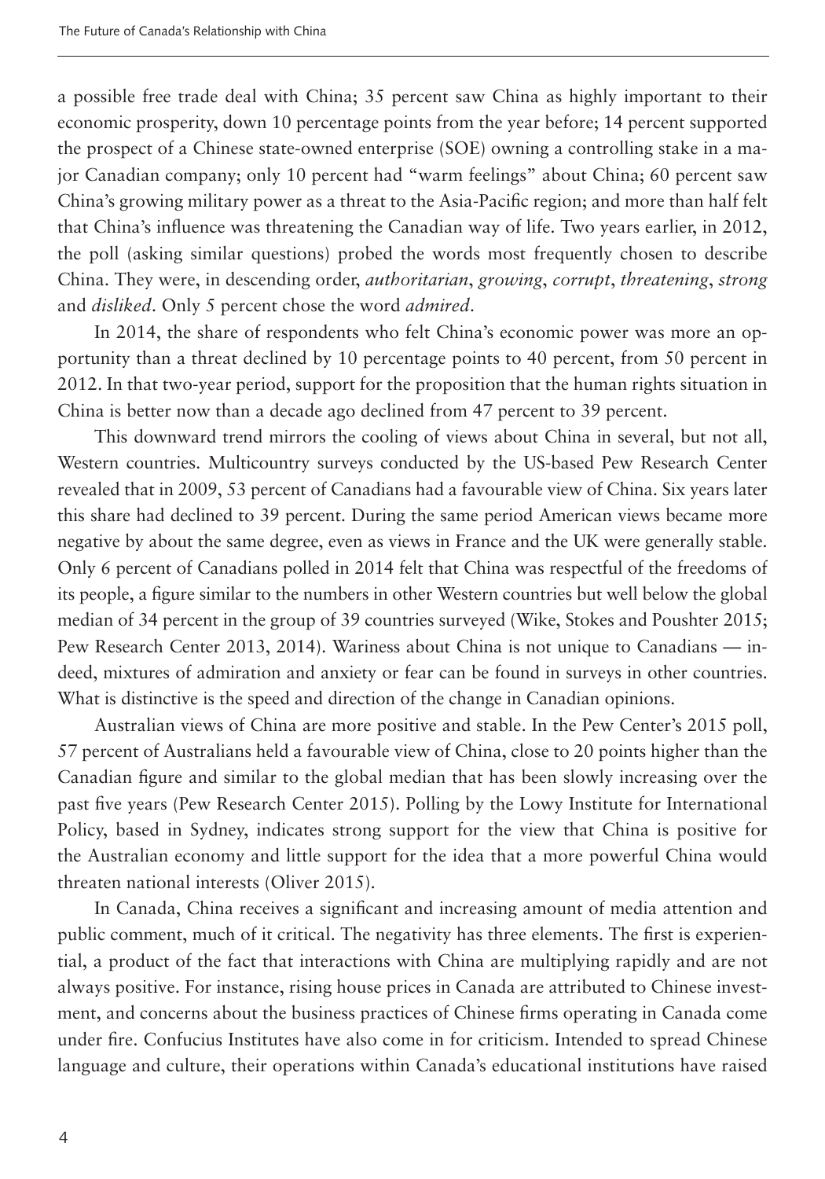a possible free trade deal with China; 35 percent saw China as highly important to their economic prosperity, down 10 percentage points from the year before; 14 percent supported the prospect of a Chinese state-owned enterprise (SOE) owning a controlling stake in a major Canadian company; only 10 percent had "warm feelings" about China; 60 percent saw China's growing military power as a threat to the Asia-Pacific region; and more than half felt that China's influence was threatening the Canadian way of life. Two years earlier, in 2012, the poll (asking similar questions) probed the words most frequently chosen to describe China. They were, in descending order, *authoritarian*, *growing*, *corrupt*, *threatening*, *strong* and *disliked*. Only 5 percent chose the word *admired*.

In 2014, the share of respondents who felt China's economic power was more an opportunity than a threat declined by 10 percentage points to 40 percent, from 50 percent in 2012. In that two-year period, support for the proposition that the human rights situation in China is better now than a decade ago declined from 47 percent to 39 percent.

This downward trend mirrors the cooling of views about China in several, but not all, Western countries. Multicountry surveys conducted by the US-based Pew Research Center revealed that in 2009, 53 percent of Canadians had a favourable view of China. Six years later this share had declined to 39 percent. During the same period American views became more negative by about the same degree, even as views in France and the UK were generally stable. Only 6 percent of Canadians polled in 2014 felt that China was respectful of the freedoms of its people, a figure similar to the numbers in other Western countries but well below the global median of 34 percent in the group of 39 countries surveyed (Wike, Stokes and Poushter 2015; Pew Research Center 2013, 2014). Wariness about China is not unique to Canadians — indeed, mixtures of admiration and anxiety or fear can be found in surveys in other countries. What is distinctive is the speed and direction of the change in Canadian opinions.

Australian views of China are more positive and stable. In the Pew Center's 2015 poll, 57 percent of Australians held a favourable view of China, close to 20 points higher than the Canadian figure and similar to the global median that has been slowly increasing over the past five years (Pew Research Center 2015). Polling by the Lowy Institute for International Policy, based in Sydney, indicates strong support for the view that China is positive for the Australian economy and little support for the idea that a more powerful China would threaten national interests (Oliver 2015).

In Canada, China receives a significant and increasing amount of media attention and public comment, much of it critical. The negativity has three elements. The first is experiential, a product of the fact that interactions with China are multiplying rapidly and are not always positive. For instance, rising house prices in Canada are attributed to Chinese investment, and concerns about the business practices of Chinese firms operating in Canada come under fire. Confucius Institutes have also come in for criticism. Intended to spread Chinese language and culture, their operations within Canada's educational institutions have raised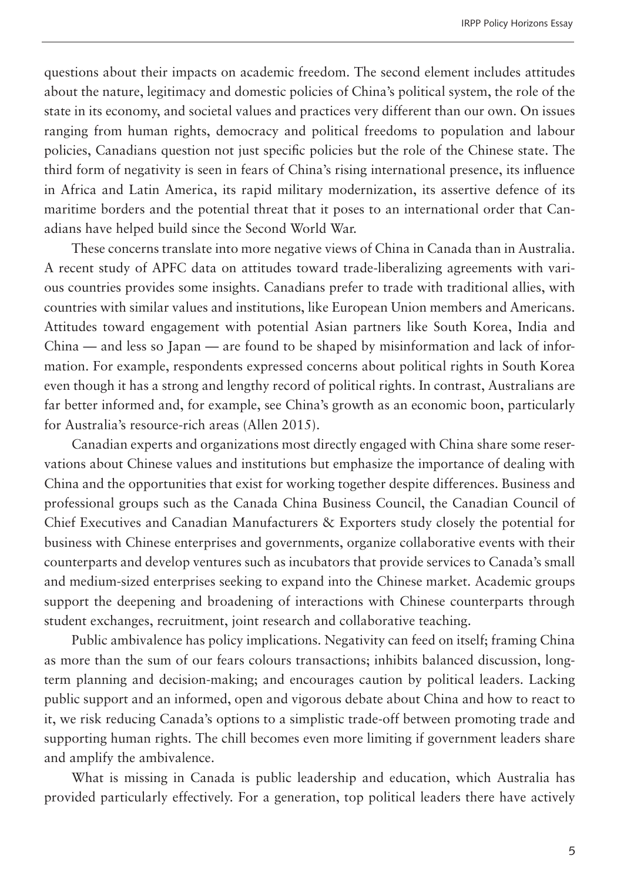questions about their impacts on academic freedom. The second element includes attitudes about the nature, legitimacy and domestic policies of China's political system, the role of the state in its economy, and societal values and practices very different than our own. On issues ranging from human rights, democracy and political freedoms to population and labour policies, Canadians question not just specific policies but the role of the Chinese state. The third form of negativity is seen in fears of China's rising international presence, its influence in Africa and Latin America, its rapid military modernization, its assertive defence of its maritime borders and the potential threat that it poses to an international order that Canadians have helped build since the Second World War.

These concerns translate into more negative views of China in Canada than in Australia. A recent study of APFC data on attitudes toward trade-liberalizing agreements with various countries provides some insights. Canadians prefer to trade with traditional allies, with countries with similar values and institutions, like European Union members and Americans. Attitudes toward engagement with potential Asian partners like South Korea, India and China — and less so Japan — are found to be shaped by misinformation and lack of information. For example, respondents expressed concerns about political rights in South Korea even though it has a strong and lengthy record of political rights. In contrast, Australians are far better informed and, for example, see China's growth as an economic boon, particularly for Australia's resource-rich areas (Allen 2015).

Canadian experts and organizations most directly engaged with China share some reservations about Chinese values and institutions but emphasize the importance of dealing with China and the opportunities that exist for working together despite differences. Business and professional groups such as the Canada China Business Council, the Canadian Council of Chief Executives and Canadian Manufacturers & Exporters study closely the potential for business with Chinese enterprises and governments, organize collaborative events with their counterparts and develop ventures such as incubators that provide services to Canada's small and medium-sized enterprises seeking to expand into the Chinese market. Academic groups support the deepening and broadening of interactions with Chinese counterparts through student exchanges, recruitment, joint research and collaborative teaching.

Public ambivalence has policy implications. Negativity can feed on itself; framing China as more than the sum of our fears colours transactions; inhibits balanced discussion, long-term planning and decision-making; and encourages caution by political leaders. Lacking public support and an informed, open and vigorous debate about China and how to react to it, we risk reducing Canada's options to a simplistic trade-off between promoting trade and supporting human rights. The chill becomes even more limiting if government leaders share and amplify the ambivalence.

What is missing in Canada is public leadership and education, which Australia has provided particularly effectively. For a generation, top political leaders there have actively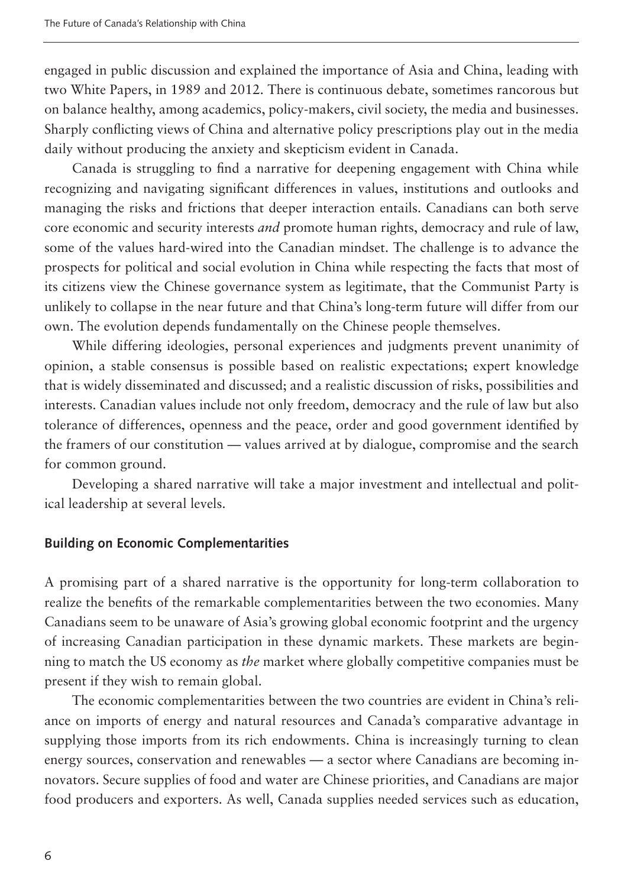engaged in public discussion and explained the importance of Asia and China, leading with two White Papers, in 1989 and 2012. There is continuous debate, sometimes rancorous but on balance healthy, among academics, policy-makers, civil society, the media and businesses. Sharply conflicting views of China and alternative policy prescriptions play out in the media daily without producing the anxiety and skepticism evident in Canada.

Canada is struggling to find a narrative for deepening engagement with China while recognizing and navigating significant differences in values, institutions and outlooks and managing the risks and frictions that deeper interaction entails. Canadians can both serve core economic and security interests *and* promote human rights, democracy and rule of law, some of the values hard-wired into the Canadian mindset. The challenge is to advance the prospects for political and social evolution in China while respecting the facts that most of its citizens view the Chinese governance system as legitimate, that the Communist Party is unlikely to collapse in the near future and that China's long-term future will differ from our own. The evolution depends fundamentally on the Chinese people themselves.

While differing ideologies, personal experiences and judgments prevent unanimity of opinion, a stable consensus is possible based on realistic expectations; expert knowledge that is widely disseminated and discussed; and a realistic discussion of risks, possibilities and interests. Canadian values include not only freedom, democracy and the rule of law but also tolerance of differences, openness and the peace, order and good government identified by the framers of our constitution — values arrived at by dialogue, compromise and the search for common ground.

Developing a shared narrative will take a major investment and intellectual and political leadership at several levels.

### Building on Economic Complementarities

A promising part of a shared narrative is the opportunity for long-term collaboration to realize the benefits of the remarkable complementarities between the two economies. Many Canadians seem to be unaware of Asia's growing global economic footprint and the urgency of increasing Canadian participation in these dynamic markets. These markets are beginning to match the US economy as *the* market where globally competitive companies must be present if they wish to remain global.

The economic complementarities between the two countries are evident in China's reliance on imports of energy and natural resources and Canada's comparative advantage in supplying those imports from its rich endowments. China is increasingly turning to clean energy sources, conservation and renewables — a sector where Canadians are becoming innovators. Secure supplies of food and water are Chinese priorities, and Canadians are major food producers and exporters. As well, Canada supplies needed services such as education,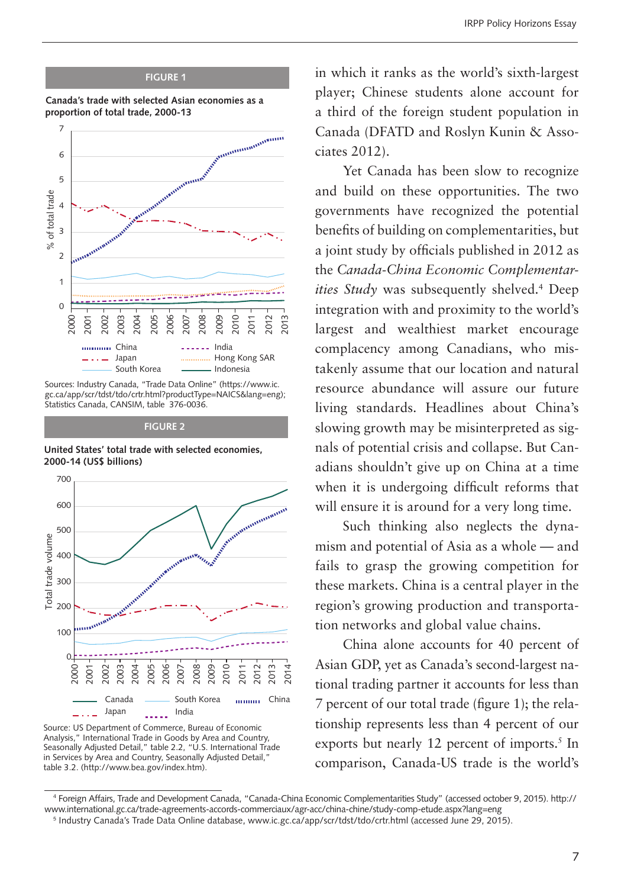**FIGURE 1**

**Canada's trade with selected Asian economies as a proportion of total trade, 2000-13**

Sources: Industry Canada, "Trade Data Online" (https://www.ic.gc.ca/app/scr/tdst/tdo/crtr.html?productType=NAICS&lang=eng); Statistics Canada, CANSIM, table 376-0036.

**FIGURE 2**

**United States' total trade with selected economies, 2000-14 (US$ billions)**

Source: US Department of Commerce, Bureau of Economic Analysis," International Trade in Goods by Area and Country, Seasonally Adjusted Detail," table 2.2, "U.S. International Trade in Services by Area and Country, Seasonally Adjusted Detail," table 3.2. (http://www.bea.gov/index.htm).

in which it ranks as the world's sixth-largest player; Chinese students alone account for a third of the foreign student population in Canada (DFATD and Roslyn Kunin & Associates 2012).

Yet Canada has been slow to recognize and build on these opportunities. The two governments have recognized the potential benefits of building on complementarities, but a joint study by officials published in 2012 as the *Canada-China Economic Complementarities Study* was subsequently shelved.[4] Deep integration with and proximity to the world's largest and wealthiest market encourage complacency among Canadians, who mistakenly assume that our location and natural resource abundance will assure our future living standards. Headlines about China's slowing growth may be misinterpreted as signals of potential crisis and collapse. But Canadians shouldn't give up on China at a time when it is undergoing difficult reforms that will ensure it is around for a very long time.

Such thinking also neglects the dynamism and potential of Asia as a whole — and fails to grasp the growing competition for these markets. China is a central player in the region's growing production and transportation networks and global value chains.

China alone accounts for 40 percent of Asian GDP, yet as Canada's second-largest national trading partner it accounts for less than 7 percent of our total trade (figure 1); the relationship represents less than 4 percent of our exports but nearly 12 percent of imports.[5] In comparison, Canada-US trade is the world's

---

[4] Foreign Affairs, Trade and Development Canada, "Canada-China Economic Complementarities Study" (accessed october 9, 2015). http://www.international.gc.ca/trade-agreements-accords-commerciaux/agr-acc/china-chine/study-comp-etude.aspx?lang=eng

[5] Industry Canada's Trade Data Online database, www.ic.gc.ca/app/scr/tdst/tdo/crtr.html (accessed June 29, 2015).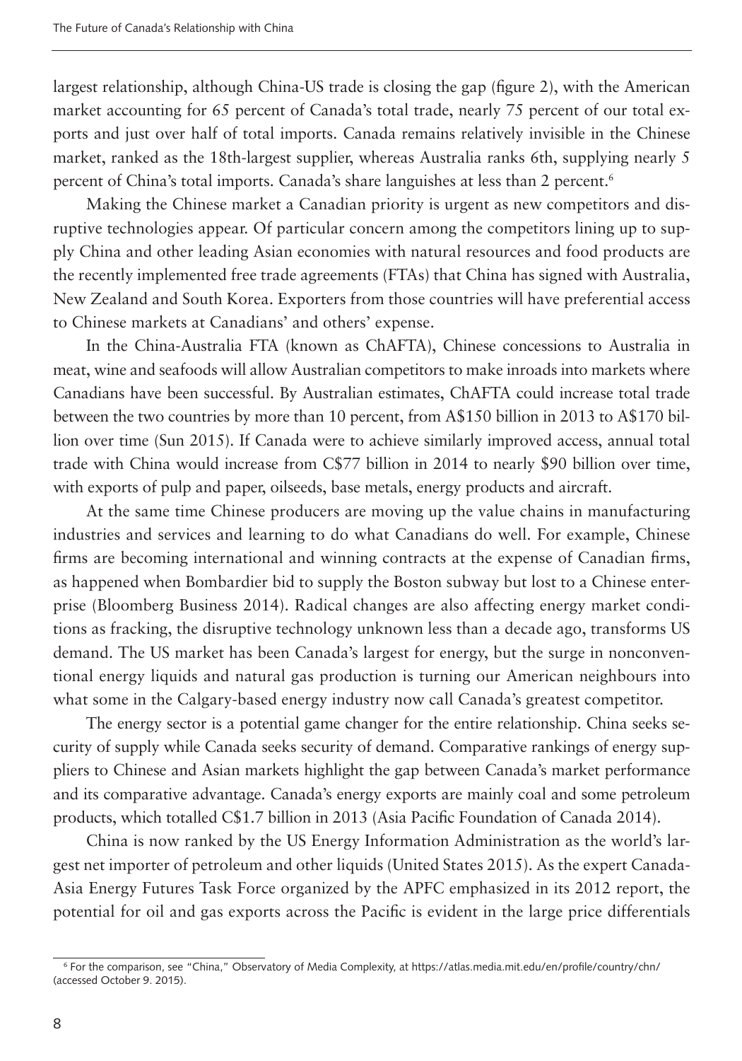largest relationship, although China-US trade is closing the gap (figure 2), with the American market accounting for 65 percent of Canada's total trade, nearly 75 percent of our total exports and just over half of total imports. Canada remains relatively invisible in the Chinese market, ranked as the 18th-largest supplier, whereas Australia ranks 6th, supplying nearly 5 percent of China's total imports. Canada's share languishes at less than 2 percent.[6]

Making the Chinese market a Canadian priority is urgent as new competitors and disruptive technologies appear. Of particular concern among the competitors lining up to supply China and other leading Asian economies with natural resources and food products are the recently implemented free trade agreements (FTAs) that China has signed with Australia, New Zealand and South Korea. Exporters from those countries will have preferential access to Chinese markets at Canadians' and others' expense.

In the China-Australia FTA (known as ChAFTA), Chinese concessions to Australia in meat, wine and seafoods will allow Australian competitors to make inroads into markets where Canadians have been successful. By Australian estimates, ChAFTA could increase total trade between the two countries by more than 10 percent, from A$150 billion in 2013 to A$170 billion over time (Sun 2015). If Canada were to achieve similarly improved access, annual total trade with China would increase from C$77 billion in 2014 to nearly $90 billion over time, with exports of pulp and paper, oilseeds, base metals, energy products and aircraft.

At the same time Chinese producers are moving up the value chains in manufacturing industries and services and learning to do what Canadians do well. For example, Chinese firms are becoming international and winning contracts at the expense of Canadian firms, as happened when Bombardier bid to supply the Boston subway but lost to a Chinese enterprise (Bloomberg Business 2014). Radical changes are also affecting energy market conditions as fracking, the disruptive technology unknown less than a decade ago, transforms US demand. The US market has been Canada's largest for energy, but the surge in nonconventional energy liquids and natural gas production is turning our American neighbours into what some in the Calgary-based energy industry now call Canada's greatest competitor.

The energy sector is a potential game changer for the entire relationship. China seeks security of supply while Canada seeks security of demand. Comparative rankings of energy suppliers to Chinese and Asian markets highlight the gap between Canada's market performance and its comparative advantage. Canada's energy exports are mainly coal and some petroleum products, which totalled C$1.7 billion in 2013 (Asia Pacific Foundation of Canada 2014).

China is now ranked by the US Energy Information Administration as the world's largest net importer of petroleum and other liquids (United States 2015). As the expert Canada-Asia Energy Futures Task Force organized by the APFC emphasized in its 2012 report, the potential for oil and gas exports across the Pacific is evident in the large price differentials

[6] For the comparison, see "China," Observatory of Media Complexity, at https://atlas.media.mit.edu/en/profile/country/chn/ (accessed October 9. 2015).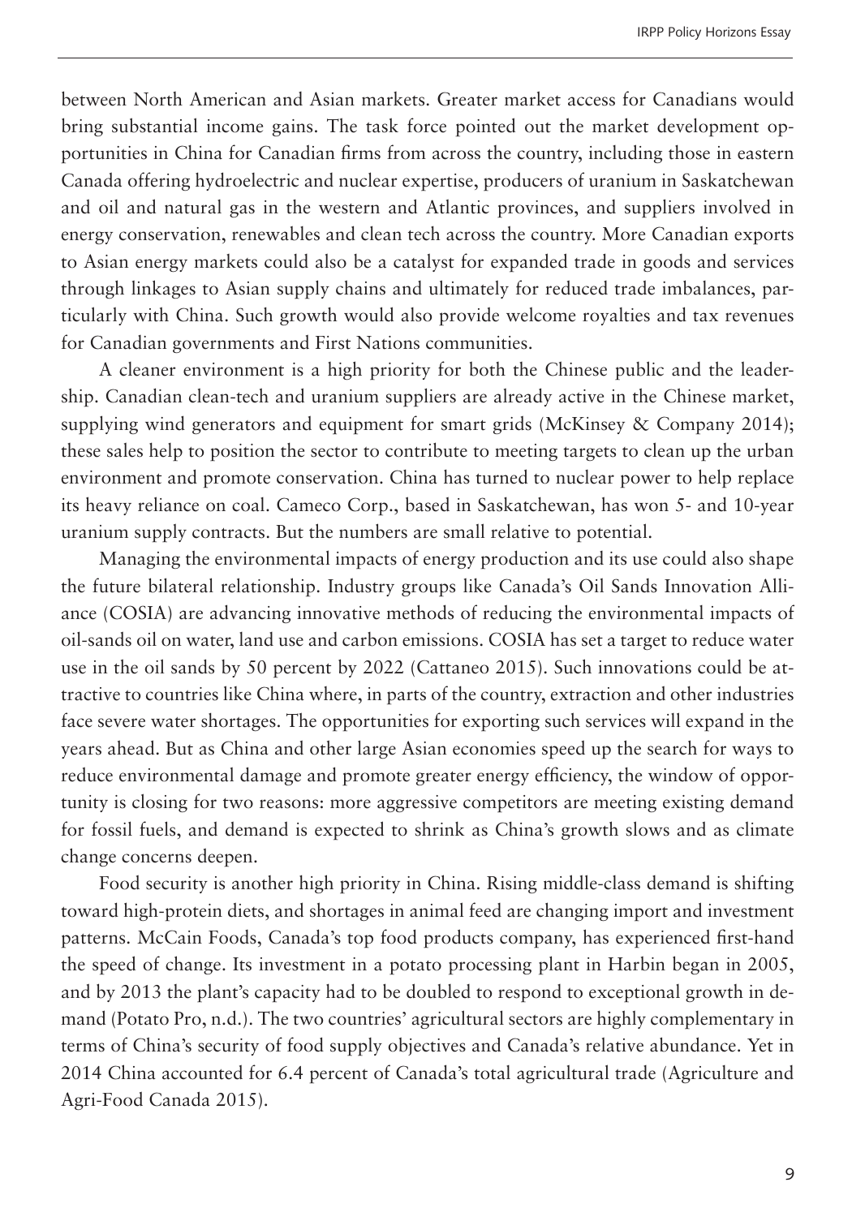between North American and Asian markets. Greater market access for Canadians would bring substantial income gains. The task force pointed out the market development opportunities in China for Canadian firms from across the country, including those in eastern Canada offering hydroelectric and nuclear expertise, producers of uranium in Saskatchewan and oil and natural gas in the western and Atlantic provinces, and suppliers involved in energy conservation, renewables and clean tech across the country. More Canadian exports to Asian energy markets could also be a catalyst for expanded trade in goods and services through linkages to Asian supply chains and ultimately for reduced trade imbalances, particularly with China. Such growth would also provide welcome royalties and tax revenues for Canadian governments and First Nations communities.

A cleaner environment is a high priority for both the Chinese public and the leadership. Canadian clean-tech and uranium suppliers are already active in the Chinese market, supplying wind generators and equipment for smart grids (McKinsey & Company 2014); these sales help to position the sector to contribute to meeting targets to clean up the urban environment and promote conservation. China has turned to nuclear power to help replace its heavy reliance on coal. Cameco Corp., based in Saskatchewan, has won 5- and 10-year uranium supply contracts. But the numbers are small relative to potential.

Managing the environmental impacts of energy production and its use could also shape the future bilateral relationship. Industry groups like Canada's Oil Sands Innovation Alliance (COSIA) are advancing innovative methods of reducing the environmental impacts of oil-sands oil on water, land use and carbon emissions. COSIA has set a target to reduce water use in the oil sands by 50 percent by 2022 (Cattaneo 2015). Such innovations could be attractive to countries like China where, in parts of the country, extraction and other industries face severe water shortages. The opportunities for exporting such services will expand in the years ahead. But as China and other large Asian economies speed up the search for ways to reduce environmental damage and promote greater energy efficiency, the window of opportunity is closing for two reasons: more aggressive competitors are meeting existing demand for fossil fuels, and demand is expected to shrink as China's growth slows and as climate change concerns deepen.

Food security is another high priority in China. Rising middle-class demand is shifting toward high-protein diets, and shortages in animal feed are changing import and investment patterns. McCain Foods, Canada's top food products company, has experienced first-hand the speed of change. Its investment in a potato processing plant in Harbin began in 2005, and by 2013 the plant's capacity had to be doubled to respond to exceptional growth in demand (Potato Pro, n.d.). The two countries' agricultural sectors are highly complementary in terms of China's security of food supply objectives and Canada's relative abundance. Yet in 2014 China accounted for 6.4 percent of Canada's total agricultural trade (Agriculture and Agri-Food Canada 2015).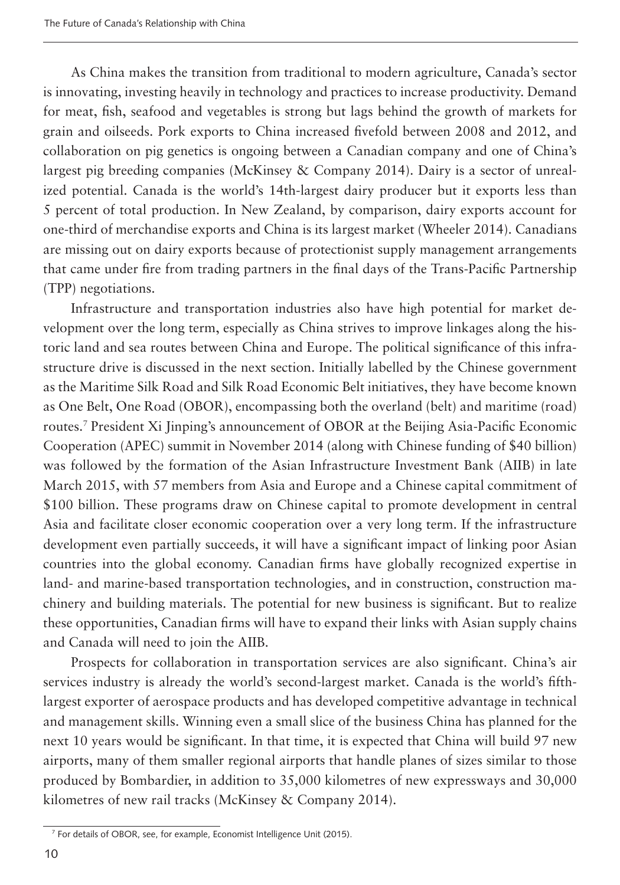As China makes the transition from traditional to modern agriculture, Canada's sector is innovating, investing heavily in technology and practices to increase productivity. Demand for meat, fish, seafood and vegetables is strong but lags behind the growth of markets for grain and oilseeds. Pork exports to China increased fivefold between 2008 and 2012, and collaboration on pig genetics is ongoing between a Canadian company and one of China's largest pig breeding companies (McKinsey & Company 2014). Dairy is a sector of unrealized potential. Canada is the world's 14th-largest dairy producer but it exports less than 5 percent of total production. In New Zealand, by comparison, dairy exports account for one-third of merchandise exports and China is its largest market (Wheeler 2014). Canadians are missing out on dairy exports because of protectionist supply management arrangements that came under fire from trading partners in the final days of the Trans-Pacific Partnership (TPP) negotiations.

Infrastructure and transportation industries also have high potential for market development over the long term, especially as China strives to improve linkages along the historic land and sea routes between China and Europe. The political significance of this infrastructure drive is discussed in the next section. Initially labelled by the Chinese government as the Maritime Silk Road and Silk Road Economic Belt initiatives, they have become known as One Belt, One Road (OBOR), encompassing both the overland (belt) and maritime (road) routes.[7] President Xi Jinping's announcement of OBOR at the Beijing Asia-Pacific Economic Cooperation (APEC) summit in November 2014 (along with Chinese funding of $40 billion) was followed by the formation of the Asian Infrastructure Investment Bank (AIIB) in late March 2015, with 57 members from Asia and Europe and a Chinese capital commitment of $100 billion. These programs draw on Chinese capital to promote development in central Asia and facilitate closer economic cooperation over a very long term. If the infrastructure development even partially succeeds, it will have a significant impact of linking poor Asian countries into the global economy. Canadian firms have globally recognized expertise in land- and marine-based transportation technologies, and in construction, construction machinery and building materials. The potential for new business is significant. But to realize these opportunities, Canadian firms will have to expand their links with Asian supply chains and Canada will need to join the AIIB.

Prospects for collaboration in transportation services are also significant. China's air services industry is already the world's second-largest market. Canada is the world's fifth-largest exporter of aerospace products and has developed competitive advantage in technical and management skills. Winning even a small slice of the business China has planned for the next 10 years would be significant. In that time, it is expected that China will build 97 new airports, many of them smaller regional airports that handle planes of sizes similar to those produced by Bombardier, in addition to 35,000 kilometres of new expressways and 30,000 kilometres of new rail tracks (McKinsey & Company 2014).

[7] For details of OBOR, see, for example, Economist Intelligence Unit (2015).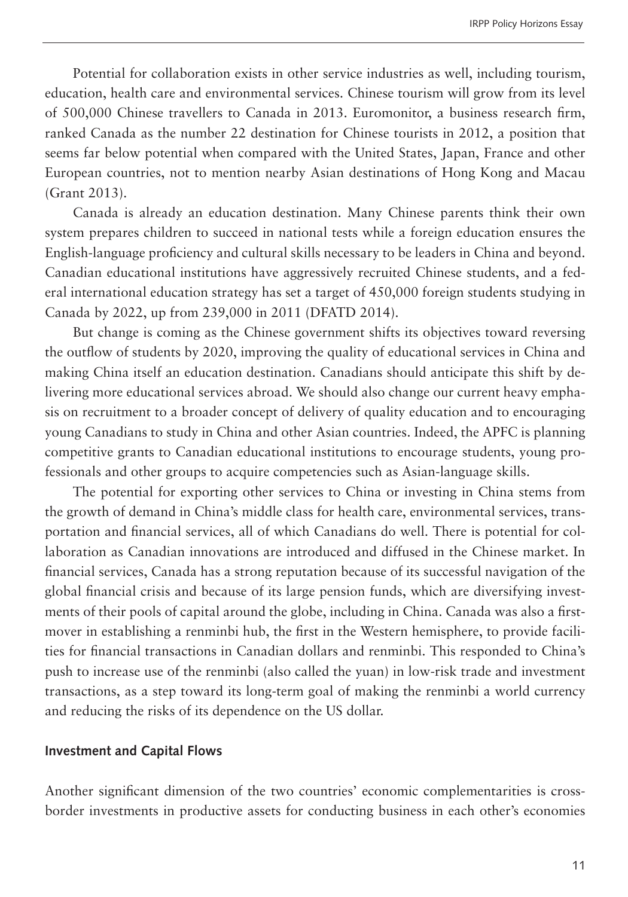Potential for collaboration exists in other service industries as well, including tourism, education, health care and environmental services. Chinese tourism will grow from its level of 500,000 Chinese travellers to Canada in 2013. Euromonitor, a business research firm, ranked Canada as the number 22 destination for Chinese tourists in 2012, a position that seems far below potential when compared with the United States, Japan, France and other European countries, not to mention nearby Asian destinations of Hong Kong and Macau (Grant 2013).

Canada is already an education destination. Many Chinese parents think their own system prepares children to succeed in national tests while a foreign education ensures the English-language proficiency and cultural skills necessary to be leaders in China and beyond. Canadian educational institutions have aggressively recruited Chinese students, and a federal international education strategy has set a target of 450,000 foreign students studying in Canada by 2022, up from 239,000 in 2011 (DFATD 2014).

But change is coming as the Chinese government shifts its objectives toward reversing the outflow of students by 2020, improving the quality of educational services in China and making China itself an education destination. Canadians should anticipate this shift by delivering more educational services abroad. We should also change our current heavy emphasis on recruitment to a broader concept of delivery of quality education and to encouraging young Canadians to study in China and other Asian countries. Indeed, the APFC is planning competitive grants to Canadian educational institutions to encourage students, young professionals and other groups to acquire competencies such as Asian-language skills.

The potential for exporting other services to China or investing in China stems from the growth of demand in China's middle class for health care, environmental services, transportation and financial services, all of which Canadians do well. There is potential for collaboration as Canadian innovations are introduced and diffused in the Chinese market. In financial services, Canada has a strong reputation because of its successful navigation of the global financial crisis and because of its large pension funds, which are diversifying investments of their pools of capital around the globe, including in China. Canada was also a first-mover in establishing a renminbi hub, the first in the Western hemisphere, to provide facilities for financial transactions in Canadian dollars and renminbi. This responded to China's push to increase use of the renminbi (also called the yuan) in low-risk trade and investment transactions, as a step toward its long-term goal of making the renminbi a world currency and reducing the risks of its dependence on the US dollar.

### Investment and Capital Flows

Another significant dimension of the two countries' economic complementarities is cross-border investments in productive assets for conducting business in each other's economies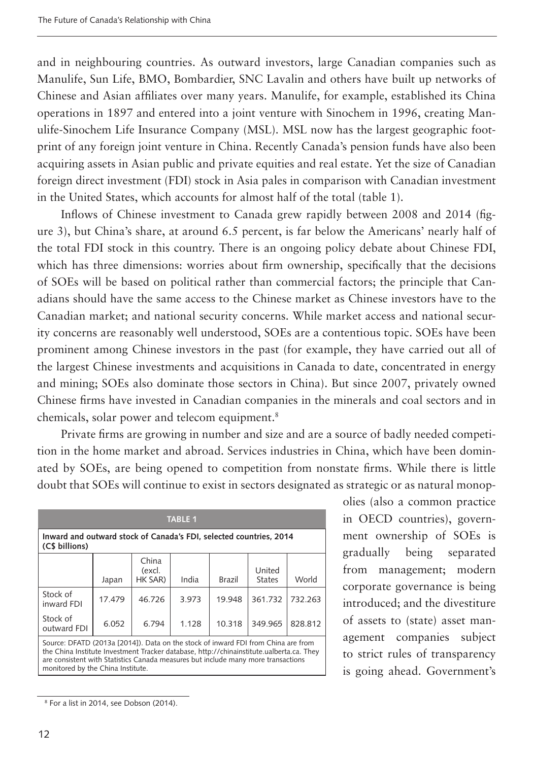and in neighbouring countries. As outward investors, large Canadian companies such as Manulife, Sun Life, BMO, Bombardier, SNC Lavalin and others have built up networks of Chinese and Asian affiliates over many years. Manulife, for example, established its China operations in 1897 and entered into a joint venture with Sinochem in 1996, creating Manulife-Sinochem Life Insurance Company (MSL). MSL now has the largest geographic footprint of any foreign joint venture in China. Recently Canada's pension funds have also been acquiring assets in Asian public and private equities and real estate. Yet the size of Canadian foreign direct investment (FDI) stock in Asia pales in comparison with Canadian investment in the United States, which accounts for almost half of the total (table 1).

Inflows of Chinese investment to Canada grew rapidly between 2008 and 2014 (figure 3), but China's share, at around 6.5 percent, is far below the Americans' nearly half of the total FDI stock in this country. There is an ongoing policy debate about Chinese FDI, which has three dimensions: worries about firm ownership, specifically that the decisions of SOEs will be based on political rather than commercial factors; the principle that Canadians should have the same access to the Chinese market as Chinese investors have to the Canadian market; and national security concerns. While market access and national security concerns are reasonably well understood, SOEs are a contentious topic. SOEs have been prominent among Chinese investors in the past (for example, they have carried out all of the largest Chinese investments and acquisitions in Canada to date, concentrated in energy and mining; SOEs also dominate those sectors in China). But since 2007, privately owned Chinese firms have invested in Canadian companies in the minerals and coal sectors and in chemicals, solar power and telecom equipment.[8]

Private firms are growing in number and size and are a source of badly needed competition in the home market and abroad. Services industries in China, which have been dominated by SOEs, are being opened to competition from nonstate firms. While there is little doubt that SOEs will continue to exist in sectors designated as strategic or as natural monopolies (also a common practice in OECD countries), government ownership of SOEs is gradually being separated from management; modern corporate governance is being introduced; and the divestiture of assets to (state) asset management companies subject to strict rules of transparency is going ahead. Government's

**TABLE 1**

**Inward and outward stock of Canada's FDI, selected countries, 2014 (C$ billions)**

| | Japan | China (excl. HK SAR) | India | Brazil | United States | World |
|---|---|---|---|---|---|---|
| Stock of inward FDI | 17.479 | 46.726 | 3.973 | 19.948 | 361.732 | 732.263 |
| Stock of outward FDI | 6.052 | 6.794 | 1.128 | 10.318 | 349.965 | 828.812 |

Source: DFATD (2013a [2014]). Data on the stock of inward FDI from China are from the China Institute Investment Tracker database, http://chinainstitute.ualberta.ca. They are consistent with Statistics Canada measures but include many more transactions monitored by the China Institute.

[8] For a list in 2014, see Dobson (2014).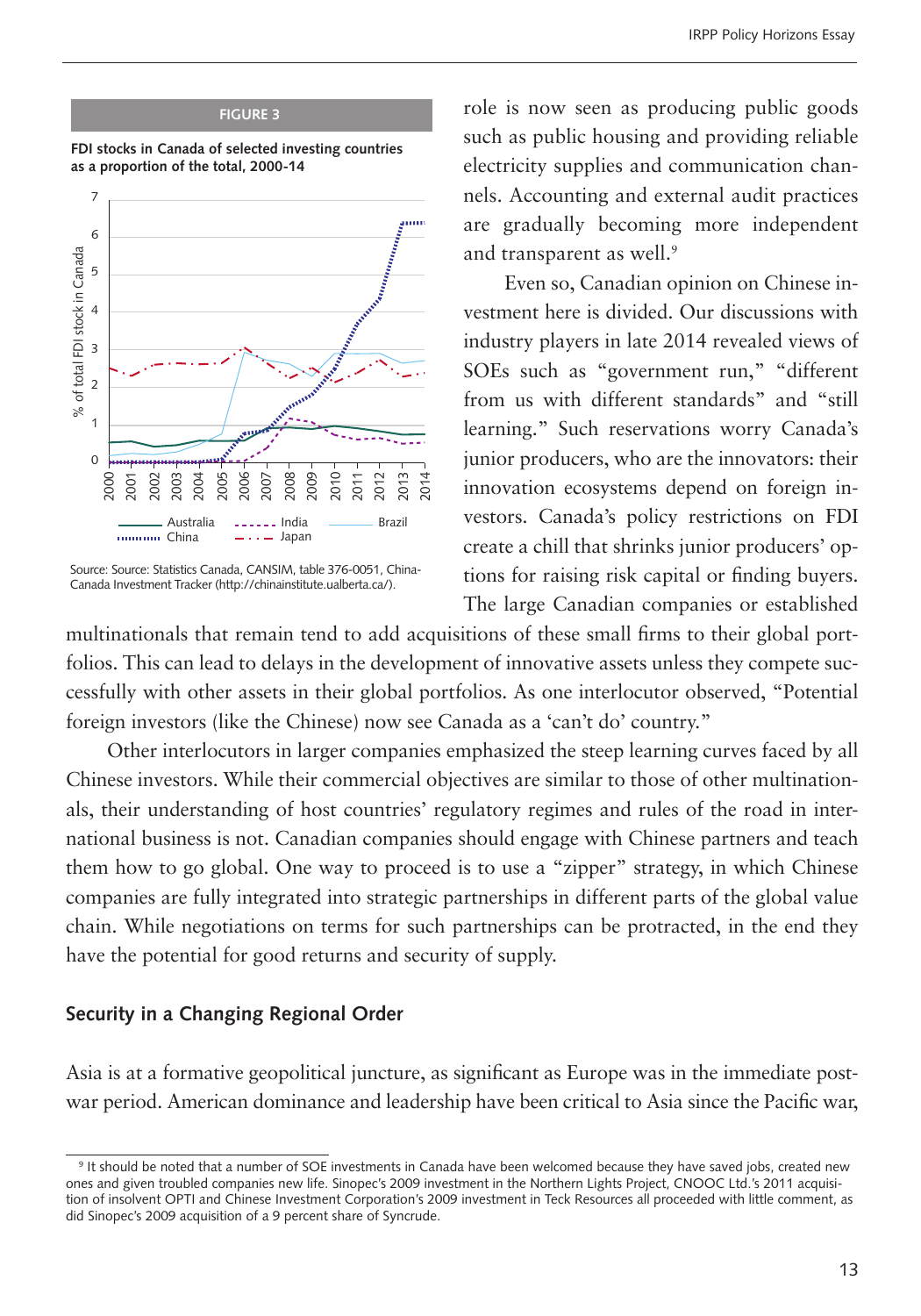FIGURE 3

**FDI stocks in Canada of selected investing countries as a proportion of the total, 2000-14**

Source: Source: Statistics Canada, CANSIM, table 376-0051, China-Canada Investment Tracker (http://chinainstitute.ualberta.ca/).

role is now seen as producing public goods such as public housing and providing reliable electricity supplies and communication channels. Accounting and external audit practices are gradually becoming more independent and transparent as well.[9]

Even so, Canadian opinion on Chinese investment here is divided. Our discussions with industry players in late 2014 revealed views of SOEs such as "government run," "different from us with different standards" and "still learning." Such reservations worry Canada's junior producers, who are the innovators: their innovation ecosystems depend on foreign investors. Canada's policy restrictions on FDI create a chill that shrinks junior producers' options for raising risk capital or finding buyers. The large Canadian companies or established multinationals that remain tend to add acquisitions of these small firms to their global portfolios. This can lead to delays in the development of innovative assets unless they compete successfully with other assets in their global portfolios. As one interlocutor observed, "Potential foreign investors (like the Chinese) now see Canada as a 'can't do' country."

Other interlocutors in larger companies emphasized the steep learning curves faced by all Chinese investors. While their commercial objectives are similar to those of other multinationals, their understanding of host countries' regulatory regimes and rules of the road in international business is not. Canadian companies should engage with Chinese partners and teach them how to go global. One way to proceed is to use a "zipper" strategy, in which Chinese companies are fully integrated into strategic partnerships in different parts of the global value chain. While negotiations on terms for such partnerships can be protracted, in the end they have the potential for good returns and security of supply.

## Security in a Changing Regional Order

Asia is at a formative geopolitical juncture, as significant as Europe was in the immediate postwar period. American dominance and leadership have been critical to Asia since the Pacific war,

[9] It should be noted that a number of SOE investments in Canada have been welcomed because they have saved jobs, created new ones and given troubled companies new life. Sinopec's 2009 investment in the Northern Lights Project, CNOOC Ltd.'s 2011 acquisition of insolvent OPTI and Chinese Investment Corporation's 2009 investment in Teck Resources all proceeded with little comment, as did Sinopec's 2009 acquisition of a 9 percent share of Syncrude.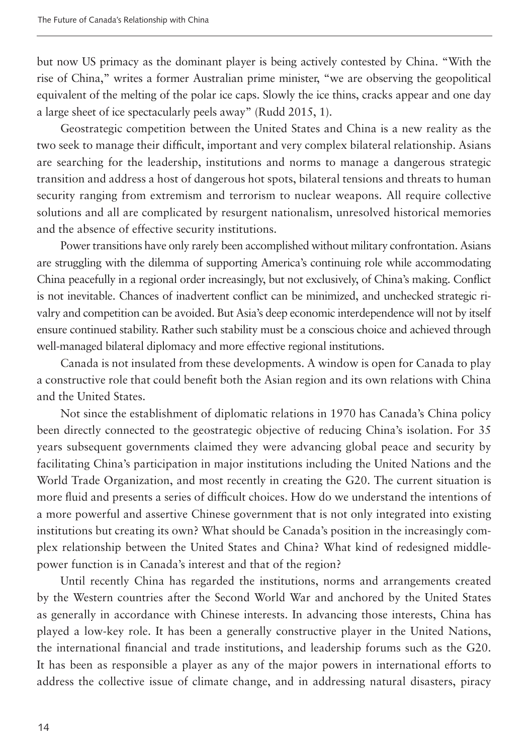but now US primacy as the dominant player is being actively contested by China. "With the rise of China," writes a former Australian prime minister, "we are observing the geopolitical equivalent of the melting of the polar ice caps. Slowly the ice thins, cracks appear and one day a large sheet of ice spectacularly peels away" (Rudd 2015, 1).

Geostrategic competition between the United States and China is a new reality as the two seek to manage their difficult, important and very complex bilateral relationship. Asians are searching for the leadership, institutions and norms to manage a dangerous strategic transition and address a host of dangerous hot spots, bilateral tensions and threats to human security ranging from extremism and terrorism to nuclear weapons. All require collective solutions and all are complicated by resurgent nationalism, unresolved historical memories and the absence of effective security institutions.

Power transitions have only rarely been accomplished without military confrontation. Asians are struggling with the dilemma of supporting America's continuing role while accommodating China peacefully in a regional order increasingly, but not exclusively, of China's making. Conflict is not inevitable. Chances of inadvertent conflict can be minimized, and unchecked strategic rivalry and competition can be avoided. But Asia's deep economic interdependence will not by itself ensure continued stability. Rather such stability must be a conscious choice and achieved through well-managed bilateral diplomacy and more effective regional institutions.

Canada is not insulated from these developments. A window is open for Canada to play a constructive role that could benefit both the Asian region and its own relations with China and the United States.

Not since the establishment of diplomatic relations in 1970 has Canada's China policy been directly connected to the geostrategic objective of reducing China's isolation. For 35 years subsequent governments claimed they were advancing global peace and security by facilitating China's participation in major institutions including the United Nations and the World Trade Organization, and most recently in creating the G20. The current situation is more fluid and presents a series of difficult choices. How do we understand the intentions of a more powerful and assertive Chinese government that is not only integrated into existing institutions but creating its own? What should be Canada's position in the increasingly complex relationship between the United States and China? What kind of redesigned middle-power function is in Canada's interest and that of the region?

Until recently China has regarded the institutions, norms and arrangements created by the Western countries after the Second World War and anchored by the United States as generally in accordance with Chinese interests. In advancing those interests, China has played a low-key role. It has been a generally constructive player in the United Nations, the international financial and trade institutions, and leadership forums such as the G20. It has been as responsible a player as any of the major powers in international efforts to address the collective issue of climate change, and in addressing natural disasters, piracy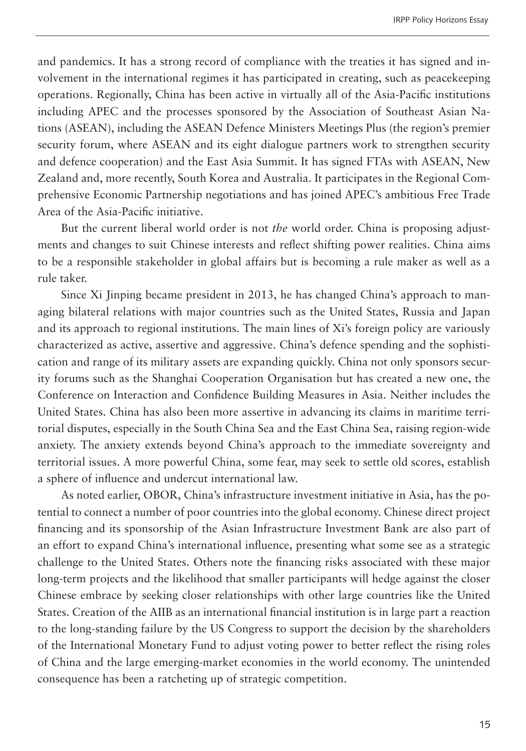and pandemics. It has a strong record of compliance with the treaties it has signed and involvement in the international regimes it has participated in creating, such as peacekeeping operations. Regionally, China has been active in virtually all of the Asia-Pacific institutions including APEC and the processes sponsored by the Association of Southeast Asian Nations (ASEAN), including the ASEAN Defence Ministers Meetings Plus (the region's premier security forum, where ASEAN and its eight dialogue partners work to strengthen security and defence cooperation) and the East Asia Summit. It has signed FTAs with ASEAN, New Zealand and, more recently, South Korea and Australia. It participates in the Regional Comprehensive Economic Partnership negotiations and has joined APEC's ambitious Free Trade Area of the Asia-Pacific initiative.

But the current liberal world order is not *the* world order. China is proposing adjustments and changes to suit Chinese interests and reflect shifting power realities. China aims to be a responsible stakeholder in global affairs but is becoming a rule maker as well as a rule taker.

Since Xi Jinping became president in 2013, he has changed China's approach to managing bilateral relations with major countries such as the United States, Russia and Japan and its approach to regional institutions. The main lines of Xi's foreign policy are variously characterized as active, assertive and aggressive. China's defence spending and the sophistication and range of its military assets are expanding quickly. China not only sponsors security forums such as the Shanghai Cooperation Organisation but has created a new one, the Conference on Interaction and Confidence Building Measures in Asia. Neither includes the United States. China has also been more assertive in advancing its claims in maritime territorial disputes, especially in the South China Sea and the East China Sea, raising region-wide anxiety. The anxiety extends beyond China's approach to the immediate sovereignty and territorial issues. A more powerful China, some fear, may seek to settle old scores, establish a sphere of influence and undercut international law.

As noted earlier, OBOR, China's infrastructure investment initiative in Asia, has the potential to connect a number of poor countries into the global economy. Chinese direct project financing and its sponsorship of the Asian Infrastructure Investment Bank are also part of an effort to expand China's international influence, presenting what some see as a strategic challenge to the United States. Others note the financing risks associated with these major long-term projects and the likelihood that smaller participants will hedge against the closer Chinese embrace by seeking closer relationships with other large countries like the United States. Creation of the AIIB as an international financial institution is in large part a reaction to the long-standing failure by the US Congress to support the decision by the shareholders of the International Monetary Fund to adjust voting power to better reflect the rising roles of China and the large emerging-market economies in the world economy. The unintended consequence has been a ratcheting up of strategic competition.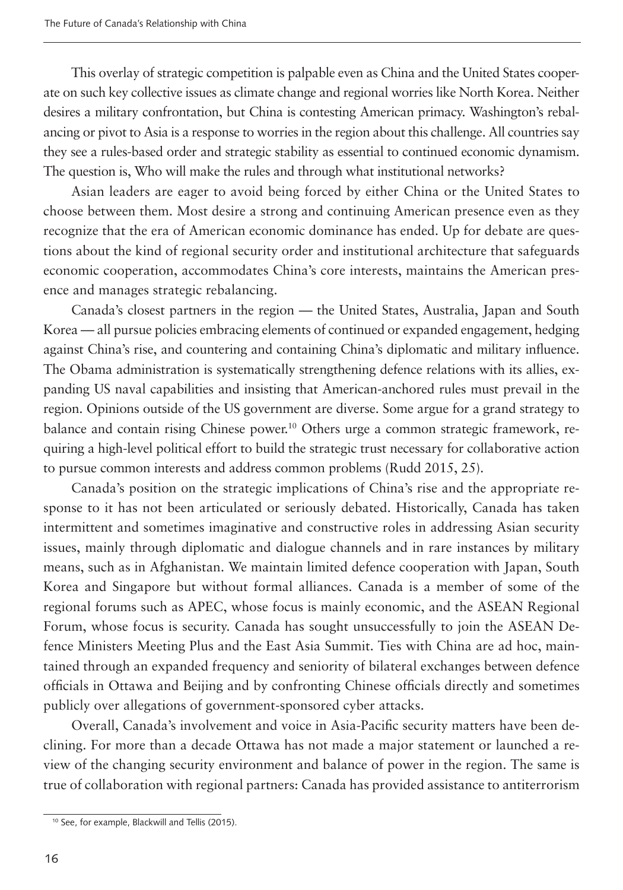This overlay of strategic competition is palpable even as China and the United States cooperate on such key collective issues as climate change and regional worries like North Korea. Neither desires a military confrontation, but China is contesting American primacy. Washington's rebalancing or pivot to Asia is a response to worries in the region about this challenge. All countries say they see a rules-based order and strategic stability as essential to continued economic dynamism. The question is, Who will make the rules and through what institutional networks?

Asian leaders are eager to avoid being forced by either China or the United States to choose between them. Most desire a strong and continuing American presence even as they recognize that the era of American economic dominance has ended. Up for debate are questions about the kind of regional security order and institutional architecture that safeguards economic cooperation, accommodates China's core interests, maintains the American presence and manages strategic rebalancing.

Canada's closest partners in the region — the United States, Australia, Japan and South Korea — all pursue policies embracing elements of continued or expanded engagement, hedging against China's rise, and countering and containing China's diplomatic and military influence. The Obama administration is systematically strengthening defence relations with its allies, expanding US naval capabilities and insisting that American-anchored rules must prevail in the region. Opinions outside of the US government are diverse. Some argue for a grand strategy to balance and contain rising Chinese power.[10] Others urge a common strategic framework, requiring a high-level political effort to build the strategic trust necessary for collaborative action to pursue common interests and address common problems (Rudd 2015, 25).

Canada's position on the strategic implications of China's rise and the appropriate response to it has not been articulated or seriously debated. Historically, Canada has taken intermittent and sometimes imaginative and constructive roles in addressing Asian security issues, mainly through diplomatic and dialogue channels and in rare instances by military means, such as in Afghanistan. We maintain limited defence cooperation with Japan, South Korea and Singapore but without formal alliances. Canada is a member of some of the regional forums such as APEC, whose focus is mainly economic, and the ASEAN Regional Forum, whose focus is security. Canada has sought unsuccessfully to join the ASEAN Defence Ministers Meeting Plus and the East Asia Summit. Ties with China are ad hoc, maintained through an expanded frequency and seniority of bilateral exchanges between defence officials in Ottawa and Beijing and by confronting Chinese officials directly and sometimes publicly over allegations of government-sponsored cyber attacks.

Overall, Canada's involvement and voice in Asia-Pacific security matters have been declining. For more than a decade Ottawa has not made a major statement or launched a review of the changing security environment and balance of power in the region. The same is true of collaboration with regional partners: Canada has provided assistance to antiterrorism

[10] See, for example, Blackwill and Tellis (2015).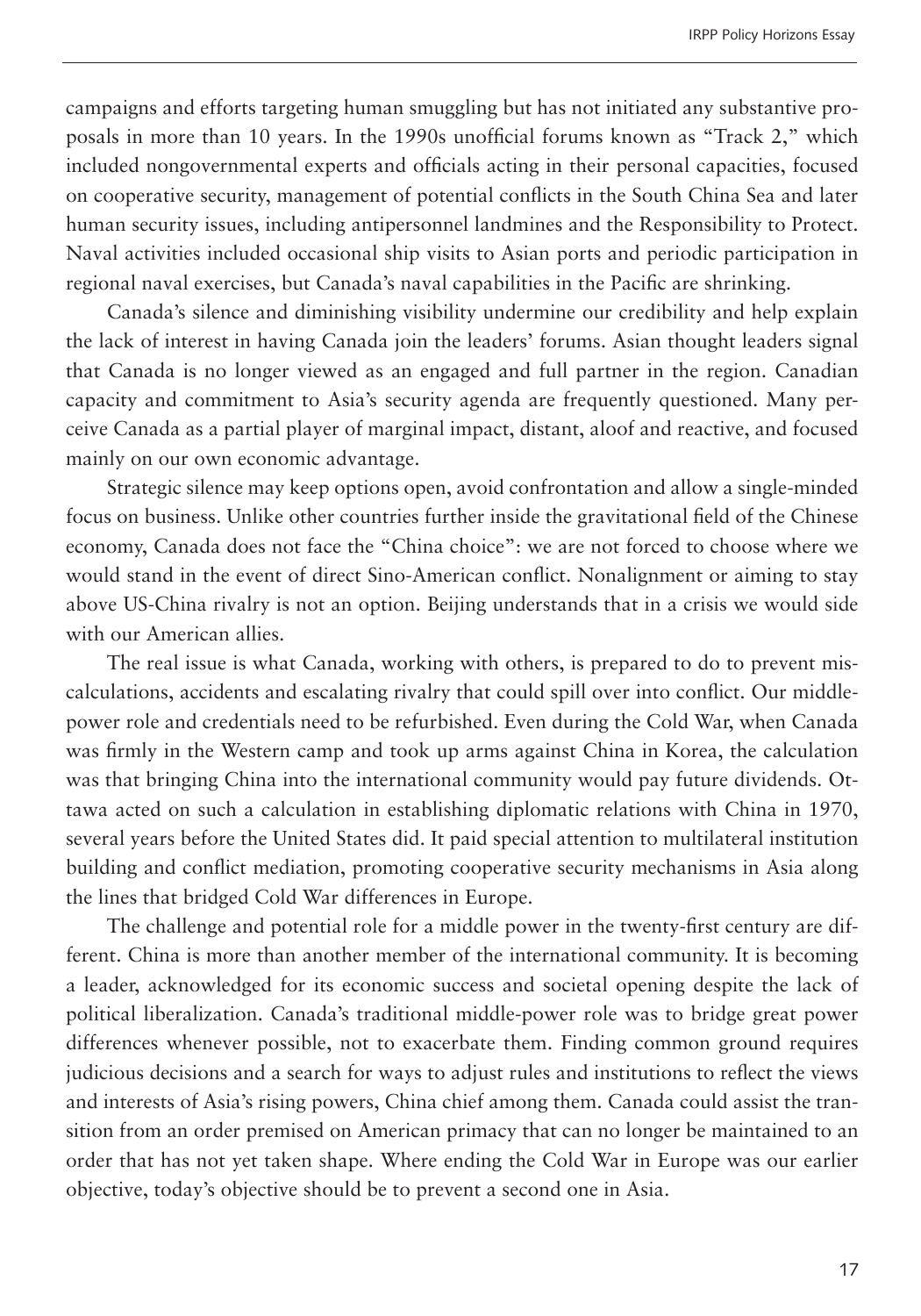campaigns and efforts targeting human smuggling but has not initiated any substantive proposals in more than 10 years. In the 1990s unofficial forums known as "Track 2," which included nongovernmental experts and officials acting in their personal capacities, focused on cooperative security, management of potential conflicts in the South China Sea and later human security issues, including antipersonnel landmines and the Responsibility to Protect. Naval activities included occasional ship visits to Asian ports and periodic participation in regional naval exercises, but Canada's naval capabilities in the Pacific are shrinking.

Canada's silence and diminishing visibility undermine our credibility and help explain the lack of interest in having Canada join the leaders' forums. Asian thought leaders signal that Canada is no longer viewed as an engaged and full partner in the region. Canadian capacity and commitment to Asia's security agenda are frequently questioned. Many perceive Canada as a partial player of marginal impact, distant, aloof and reactive, and focused mainly on our own economic advantage.

Strategic silence may keep options open, avoid confrontation and allow a single-minded focus on business. Unlike other countries further inside the gravitational field of the Chinese economy, Canada does not face the "China choice": we are not forced to choose where we would stand in the event of direct Sino-American conflict. Nonalignment or aiming to stay above US-China rivalry is not an option. Beijing understands that in a crisis we would side with our American allies.

The real issue is what Canada, working with others, is prepared to do to prevent miscalculations, accidents and escalating rivalry that could spill over into conflict. Our middle-power role and credentials need to be refurbished. Even during the Cold War, when Canada was firmly in the Western camp and took up arms against China in Korea, the calculation was that bringing China into the international community would pay future dividends. Ottawa acted on such a calculation in establishing diplomatic relations with China in 1970, several years before the United States did. It paid special attention to multilateral institution building and conflict mediation, promoting cooperative security mechanisms in Asia along the lines that bridged Cold War differences in Europe.

The challenge and potential role for a middle power in the twenty-first century are different. China is more than another member of the international community. It is becoming a leader, acknowledged for its economic success and societal opening despite the lack of political liberalization. Canada's traditional middle-power role was to bridge great power differences whenever possible, not to exacerbate them. Finding common ground requires judicious decisions and a search for ways to adjust rules and institutions to reflect the views and interests of Asia's rising powers, China chief among them. Canada could assist the transition from an order premised on American primacy that can no longer be maintained to an order that has not yet taken shape. Where ending the Cold War in Europe was our earlier objective, today's objective should be to prevent a second one in Asia.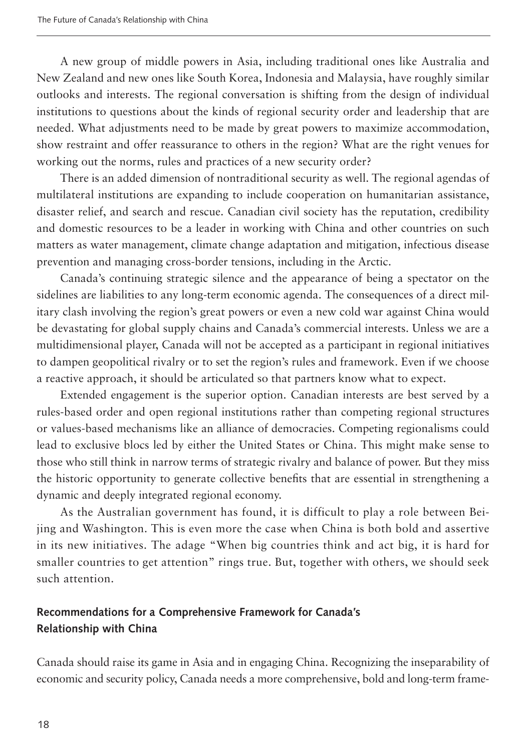A new group of middle powers in Asia, including traditional ones like Australia and New Zealand and new ones like South Korea, Indonesia and Malaysia, have roughly similar outlooks and interests. The regional conversation is shifting from the design of individual institutions to questions about the kinds of regional security order and leadership that are needed. What adjustments need to be made by great powers to maximize accommodation, show restraint and offer reassurance to others in the region? What are the right venues for working out the norms, rules and practices of a new security order?

There is an added dimension of nontraditional security as well. The regional agendas of multilateral institutions are expanding to include cooperation on humanitarian assistance, disaster relief, and search and rescue. Canadian civil society has the reputation, credibility and domestic resources to be a leader in working with China and other countries on such matters as water management, climate change adaptation and mitigation, infectious disease prevention and managing cross-border tensions, including in the Arctic.

Canada's continuing strategic silence and the appearance of being a spectator on the sidelines are liabilities to any long-term economic agenda. The consequences of a direct military clash involving the region's great powers or even a new cold war against China would be devastating for global supply chains and Canada's commercial interests. Unless we are a multidimensional player, Canada will not be accepted as a participant in regional initiatives to dampen geopolitical rivalry or to set the region's rules and framework. Even if we choose a reactive approach, it should be articulated so that partners know what to expect.

Extended engagement is the superior option. Canadian interests are best served by a rules-based order and open regional institutions rather than competing regional structures or values-based mechanisms like an alliance of democracies. Competing regionalisms could lead to exclusive blocs led by either the United States or China. This might make sense to those who still think in narrow terms of strategic rivalry and balance of power. But they miss the historic opportunity to generate collective benefits that are essential in strengthening a dynamic and deeply integrated regional economy.

As the Australian government has found, it is difficult to play a role between Beijing and Washington. This is even more the case when China is both bold and assertive in its new initiatives. The adage "When big countries think and act big, it is hard for smaller countries to get attention" rings true. But, together with others, we should seek such attention.

## Recommendations for a Comprehensive Framework for Canada's Relationship with China

Canada should raise its game in Asia and in engaging China. Recognizing the inseparability of economic and security policy, Canada needs a more comprehensive, bold and long-term frame-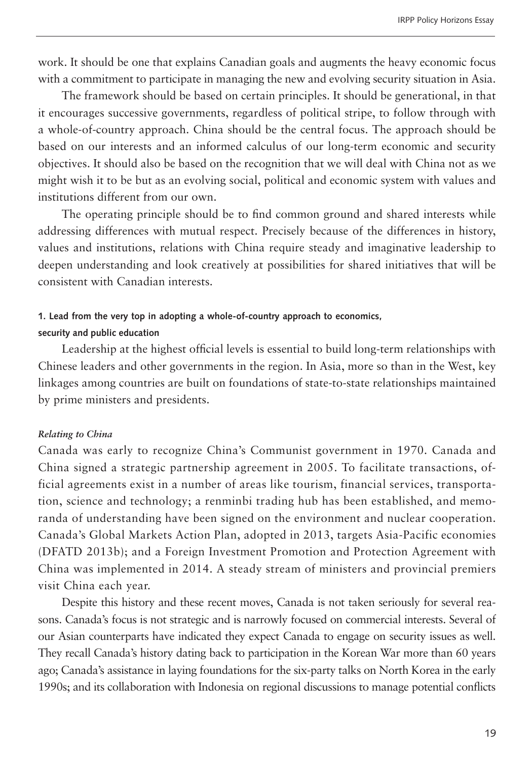work. It should be one that explains Canadian goals and augments the heavy economic focus with a commitment to participate in managing the new and evolving security situation in Asia.

The framework should be based on certain principles. It should be generational, in that it encourages successive governments, regardless of political stripe, to follow through with a whole-of-country approach. China should be the central focus. The approach should be based on our interests and an informed calculus of our long-term economic and security objectives. It should also be based on the recognition that we will deal with China not as we might wish it to be but as an evolving social, political and economic system with values and institutions different from our own.

The operating principle should be to find common ground and shared interests while addressing differences with mutual respect. Precisely because of the differences in history, values and institutions, relations with China require steady and imaginative leadership to deepen understanding and look creatively at possibilities for shared initiatives that will be consistent with Canadian interests.

#### 1. Lead from the very top in adopting a whole-of-country approach to economics, security and public education

Leadership at the highest official levels is essential to build long-term relationships with Chinese leaders and other governments in the region. In Asia, more so than in the West, key linkages among countries are built on foundations of state-to-state relationships maintained by prime ministers and presidents.

##### *Relating to China*

Canada was early to recognize China's Communist government in 1970. Canada and China signed a strategic partnership agreement in 2005. To facilitate transactions, official agreements exist in a number of areas like tourism, financial services, transportation, science and technology; a renminbi trading hub has been established, and memoranda of understanding have been signed on the environment and nuclear cooperation. Canada's Global Markets Action Plan, adopted in 2013, targets Asia-Pacific economies (DFATD 2013b); and a Foreign Investment Promotion and Protection Agreement with China was implemented in 2014. A steady stream of ministers and provincial premiers visit China each year.

Despite this history and these recent moves, Canada is not taken seriously for several reasons. Canada's focus is not strategic and is narrowly focused on commercial interests. Several of our Asian counterparts have indicated they expect Canada to engage on security issues as well. They recall Canada's history dating back to participation in the Korean War more than 60 years ago; Canada's assistance in laying foundations for the six-party talks on North Korea in the early 1990s; and its collaboration with Indonesia on regional discussions to manage potential conflicts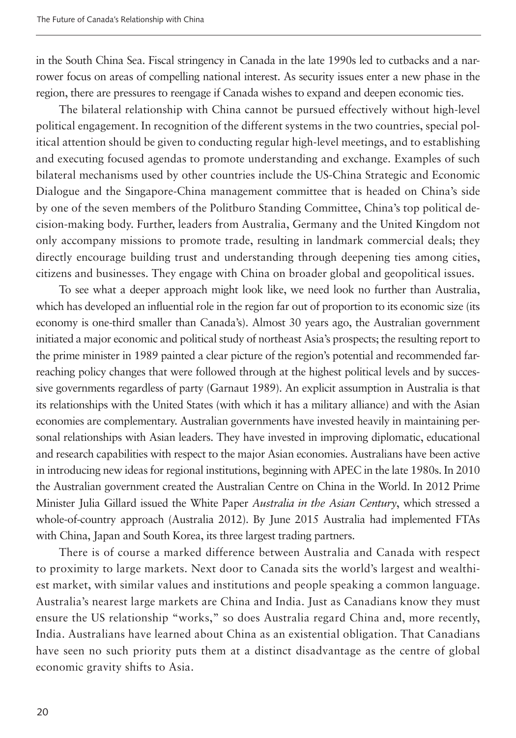in the South China Sea. Fiscal stringency in Canada in the late 1990s led to cutbacks and a narrower focus on areas of compelling national interest. As security issues enter a new phase in the region, there are pressures to reengage if Canada wishes to expand and deepen economic ties.

The bilateral relationship with China cannot be pursued effectively without high-level political engagement. In recognition of the different systems in the two countries, special political attention should be given to conducting regular high-level meetings, and to establishing and executing focused agendas to promote understanding and exchange. Examples of such bilateral mechanisms used by other countries include the US-China Strategic and Economic Dialogue and the Singapore-China management committee that is headed on China's side by one of the seven members of the Politburo Standing Committee, China's top political decision-making body. Further, leaders from Australia, Germany and the United Kingdom not only accompany missions to promote trade, resulting in landmark commercial deals; they directly encourage building trust and understanding through deepening ties among cities, citizens and businesses. They engage with China on broader global and geopolitical issues.

To see what a deeper approach might look like, we need look no further than Australia, which has developed an influential role in the region far out of proportion to its economic size (its economy is one-third smaller than Canada's). Almost 30 years ago, the Australian government initiated a major economic and political study of northeast Asia's prospects; the resulting report to the prime minister in 1989 painted a clear picture of the region's potential and recommended far-reaching policy changes that were followed through at the highest political levels and by successive governments regardless of party (Garnaut 1989). An explicit assumption in Australia is that its relationships with the United States (with which it has a military alliance) and with the Asian economies are complementary. Australian governments have invested heavily in maintaining personal relationships with Asian leaders. They have invested in improving diplomatic, educational and research capabilities with respect to the major Asian economies. Australians have been active in introducing new ideas for regional institutions, beginning with APEC in the late 1980s. In 2010 the Australian government created the Australian Centre on China in the World. In 2012 Prime Minister Julia Gillard issued the White Paper *Australia in the Asian Century*, which stressed a whole-of-country approach (Australia 2012). By June 2015 Australia had implemented FTAs with China, Japan and South Korea, its three largest trading partners.

There is of course a marked difference between Australia and Canada with respect to proximity to large markets. Next door to Canada sits the world's largest and wealthiest market, with similar values and institutions and people speaking a common language. Australia's nearest large markets are China and India. Just as Canadians know they must ensure the US relationship "works," so does Australia regard China and, more recently, India. Australians have learned about China as an existential obligation. That Canadians have seen no such priority puts them at a distinct disadvantage as the centre of global economic gravity shifts to Asia.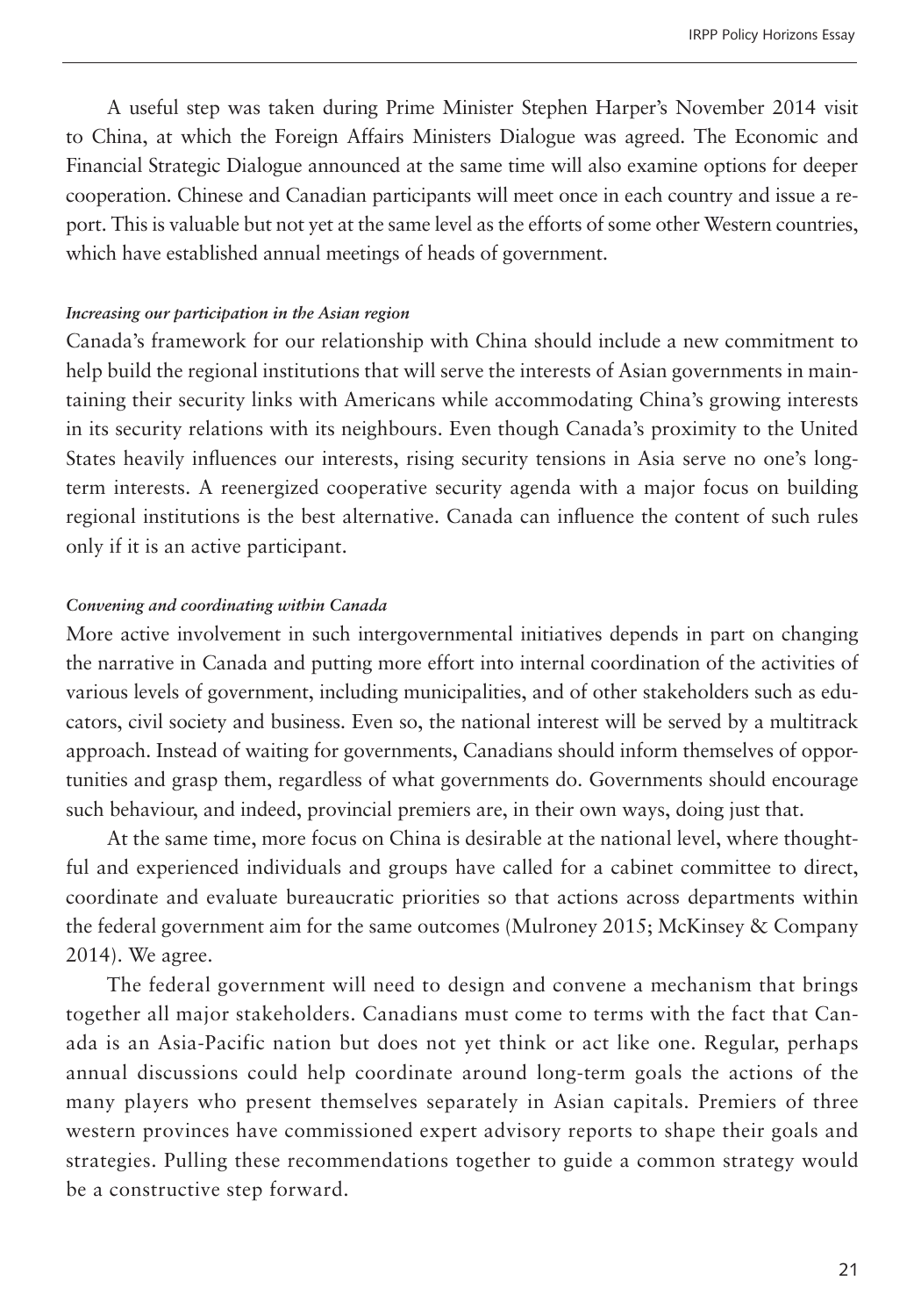A useful step was taken during Prime Minister Stephen Harper's November 2014 visit to China, at which the Foreign Affairs Ministers Dialogue was agreed. The Economic and Financial Strategic Dialogue announced at the same time will also examine options for deeper cooperation. Chinese and Canadian participants will meet once in each country and issue a report. This is valuable but not yet at the same level as the efforts of some other Western countries, which have established annual meetings of heads of government.

#### *Increasing our participation in the Asian region*

Canada's framework for our relationship with China should include a new commitment to help build the regional institutions that will serve the interests of Asian governments in maintaining their security links with Americans while accommodating China's growing interests in its security relations with its neighbours. Even though Canada's proximity to the United States heavily influences our interests, rising security tensions in Asia serve no one's long-term interests. A reenergized cooperative security agenda with a major focus on building regional institutions is the best alternative. Canada can influence the content of such rules only if it is an active participant.

#### *Convening and coordinating within Canada*

More active involvement in such intergovernmental initiatives depends in part on changing the narrative in Canada and putting more effort into internal coordination of the activities of various levels of government, including municipalities, and of other stakeholders such as educators, civil society and business. Even so, the national interest will be served by a multitrack approach. Instead of waiting for governments, Canadians should inform themselves of opportunities and grasp them, regardless of what governments do. Governments should encourage such behaviour, and indeed, provincial premiers are, in their own ways, doing just that.

At the same time, more focus on China is desirable at the national level, where thoughtful and experienced individuals and groups have called for a cabinet committee to direct, coordinate and evaluate bureaucratic priorities so that actions across departments within the federal government aim for the same outcomes (Mulroney 2015; McKinsey & Company 2014). We agree.

The federal government will need to design and convene a mechanism that brings together all major stakeholders. Canadians must come to terms with the fact that Canada is an Asia-Pacific nation but does not yet think or act like one. Regular, perhaps annual discussions could help coordinate around long-term goals the actions of the many players who present themselves separately in Asian capitals. Premiers of three western provinces have commissioned expert advisory reports to shape their goals and strategies. Pulling these recommendations together to guide a common strategy would be a constructive step forward.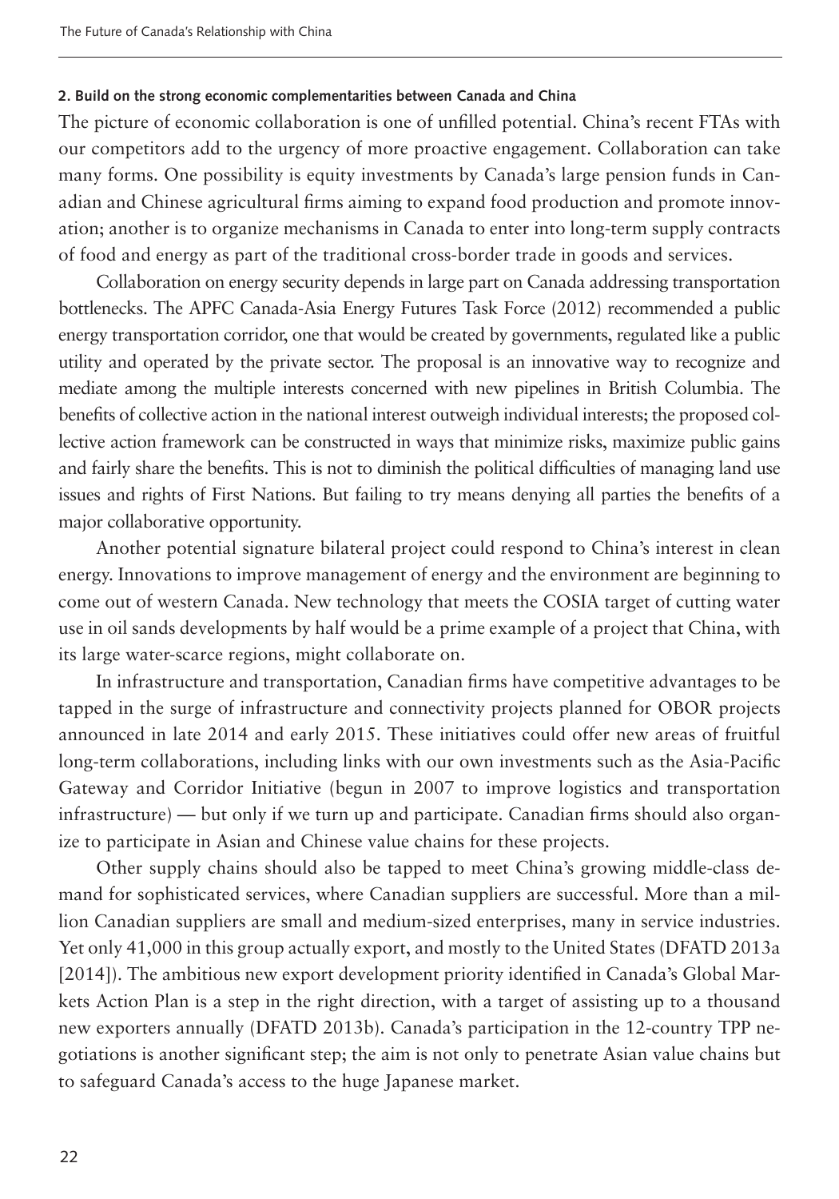#### 2. Build on the strong economic complementarities between Canada and China

The picture of economic collaboration is one of unfilled potential. China's recent FTAs with our competitors add to the urgency of more proactive engagement. Collaboration can take many forms. One possibility is equity investments by Canada's large pension funds in Canadian and Chinese agricultural firms aiming to expand food production and promote innovation; another is to organize mechanisms in Canada to enter into long-term supply contracts of food and energy as part of the traditional cross-border trade in goods and services.

Collaboration on energy security depends in large part on Canada addressing transportation bottlenecks. The APFC Canada-Asia Energy Futures Task Force (2012) recommended a public energy transportation corridor, one that would be created by governments, regulated like a public utility and operated by the private sector. The proposal is an innovative way to recognize and mediate among the multiple interests concerned with new pipelines in British Columbia. The benefits of collective action in the national interest outweigh individual interests; the proposed collective action framework can be constructed in ways that minimize risks, maximize public gains and fairly share the benefits. This is not to diminish the political difficulties of managing land use issues and rights of First Nations. But failing to try means denying all parties the benefits of a major collaborative opportunity.

Another potential signature bilateral project could respond to China's interest in clean energy. Innovations to improve management of energy and the environment are beginning to come out of western Canada. New technology that meets the COSIA target of cutting water use in oil sands developments by half would be a prime example of a project that China, with its large water-scarce regions, might collaborate on.

In infrastructure and transportation, Canadian firms have competitive advantages to be tapped in the surge of infrastructure and connectivity projects planned for OBOR projects announced in late 2014 and early 2015. These initiatives could offer new areas of fruitful long-term collaborations, including links with our own investments such as the Asia-Pacific Gateway and Corridor Initiative (begun in 2007 to improve logistics and transportation infrastructure) — but only if we turn up and participate. Canadian firms should also organize to participate in Asian and Chinese value chains for these projects.

Other supply chains should also be tapped to meet China's growing middle-class demand for sophisticated services, where Canadian suppliers are successful. More than a million Canadian suppliers are small and medium-sized enterprises, many in service industries. Yet only 41,000 in this group actually export, and mostly to the United States (DFATD 2013a [2014]). The ambitious new export development priority identified in Canada's Global Markets Action Plan is a step in the right direction, with a target of assisting up to a thousand new exporters annually (DFATD 2013b). Canada's participation in the 12-country TPP negotiations is another significant step; the aim is not only to penetrate Asian value chains but to safeguard Canada's access to the huge Japanese market.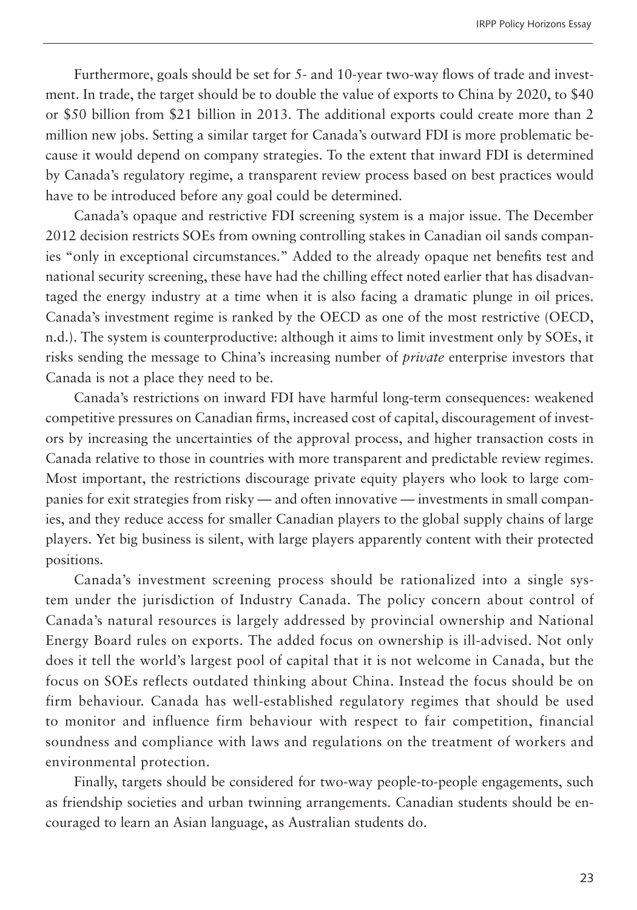Furthermore, goals should be set for 5- and 10-year two-way flows of trade and investment. In trade, the target should be to double the value of exports to China by 2020, to $40 or $50 billion from $21 billion in 2013. The additional exports could create more than 2 million new jobs. Setting a similar target for Canada's outward FDI is more problematic because it would depend on company strategies. To the extent that inward FDI is determined by Canada's regulatory regime, a transparent review process based on best practices would have to be introduced before any goal could be determined.

Canada's opaque and restrictive FDI screening system is a major issue. The December 2012 decision restricts SOEs from owning controlling stakes in Canadian oil sands companies "only in exceptional circumstances." Added to the already opaque net benefits test and national security screening, these have had the chilling effect noted earlier that has disadvantaged the energy industry at a time when it is also facing a dramatic plunge in oil prices. Canada's investment regime is ranked by the OECD as one of the most restrictive (OECD, n.d.). The system is counterproductive: although it aims to limit investment only by SOEs, it risks sending the message to China's increasing number of *private* enterprise investors that Canada is not a place they need to be.

Canada's restrictions on inward FDI have harmful long-term consequences: weakened competitive pressures on Canadian firms, increased cost of capital, discouragement of investors by increasing the uncertainties of the approval process, and higher transaction costs in Canada relative to those in countries with more transparent and predictable review regimes. Most important, the restrictions discourage private equity players who look to large companies for exit strategies from risky — and often innovative — investments in small companies, and they reduce access for smaller Canadian players to the global supply chains of large players. Yet big business is silent, with large players apparently content with their protected positions.

Canada's investment screening process should be rationalized into a single system under the jurisdiction of Industry Canada. The policy concern about control of Canada's natural resources is largely addressed by provincial ownership and National Energy Board rules on exports. The added focus on ownership is ill-advised. Not only does it tell the world's largest pool of capital that it is not welcome in Canada, but the focus on SOEs reflects outdated thinking about China. Instead the focus should be on firm behaviour. Canada has well-established regulatory regimes that should be used to monitor and influence firm behaviour with respect to fair competition, financial soundness and compliance with laws and regulations on the treatment of workers and environmental protection.

Finally, targets should be considered for two-way people-to-people engagements, such as friendship societies and urban twinning arrangements. Canadian students should be encouraged to learn an Asian language, as Australian students do.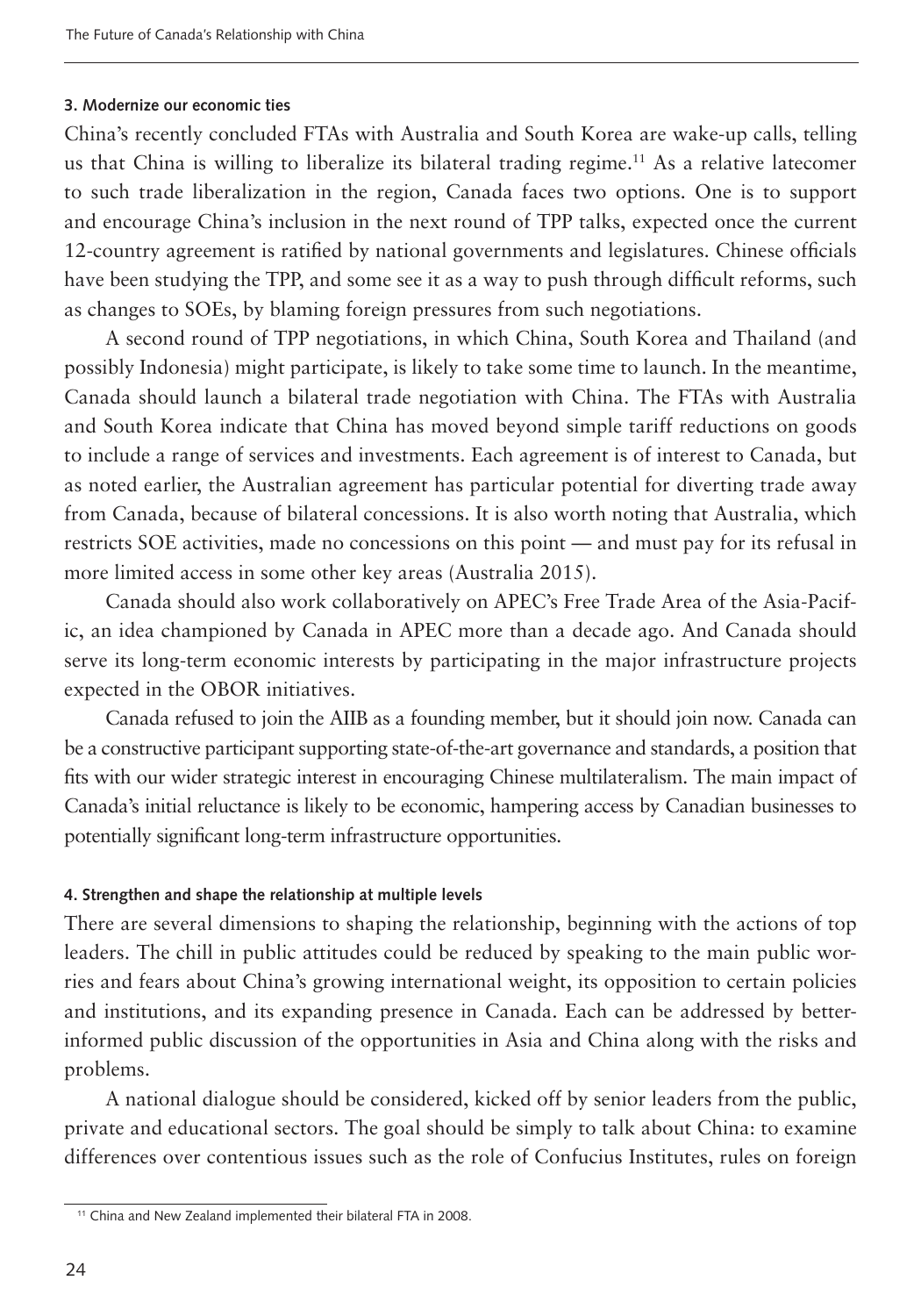#### 3. Modernize our economic ties

China's recently concluded FTAs with Australia and South Korea are wake-up calls, telling us that China is willing to liberalize its bilateral trading regime.[11] As a relative latecomer to such trade liberalization in the region, Canada faces two options. One is to support and encourage China's inclusion in the next round of TPP talks, expected once the current 12-country agreement is ratified by national governments and legislatures. Chinese officials have been studying the TPP, and some see it as a way to push through difficult reforms, such as changes to SOEs, by blaming foreign pressures from such negotiations.

A second round of TPP negotiations, in which China, South Korea and Thailand (and possibly Indonesia) might participate, is likely to take some time to launch. In the meantime, Canada should launch a bilateral trade negotiation with China. The FTAs with Australia and South Korea indicate that China has moved beyond simple tariff reductions on goods to include a range of services and investments. Each agreement is of interest to Canada, but as noted earlier, the Australian agreement has particular potential for diverting trade away from Canada, because of bilateral concessions. It is also worth noting that Australia, which restricts SOE activities, made no concessions on this point — and must pay for its refusal in more limited access in some other key areas (Australia 2015).

Canada should also work collaboratively on APEC's Free Trade Area of the Asia-Pacific, an idea championed by Canada in APEC more than a decade ago. And Canada should serve its long-term economic interests by participating in the major infrastructure projects expected in the OBOR initiatives.

Canada refused to join the AIIB as a founding member, but it should join now. Canada can be a constructive participant supporting state-of-the-art governance and standards, a position that fits with our wider strategic interest in encouraging Chinese multilateralism. The main impact of Canada's initial reluctance is likely to be economic, hampering access by Canadian businesses to potentially significant long-term infrastructure opportunities.

#### 4. Strengthen and shape the relationship at multiple levels

There are several dimensions to shaping the relationship, beginning with the actions of top leaders. The chill in public attitudes could be reduced by speaking to the main public worries and fears about China's growing international weight, its opposition to certain policies and institutions, and its expanding presence in Canada. Each can be addressed by better-informed public discussion of the opportunities in Asia and China along with the risks and problems.

A national dialogue should be considered, kicked off by senior leaders from the public, private and educational sectors. The goal should be simply to talk about China: to examine differences over contentious issues such as the role of Confucius Institutes, rules on foreign

---

[11] China and New Zealand implemented their bilateral FTA in 2008.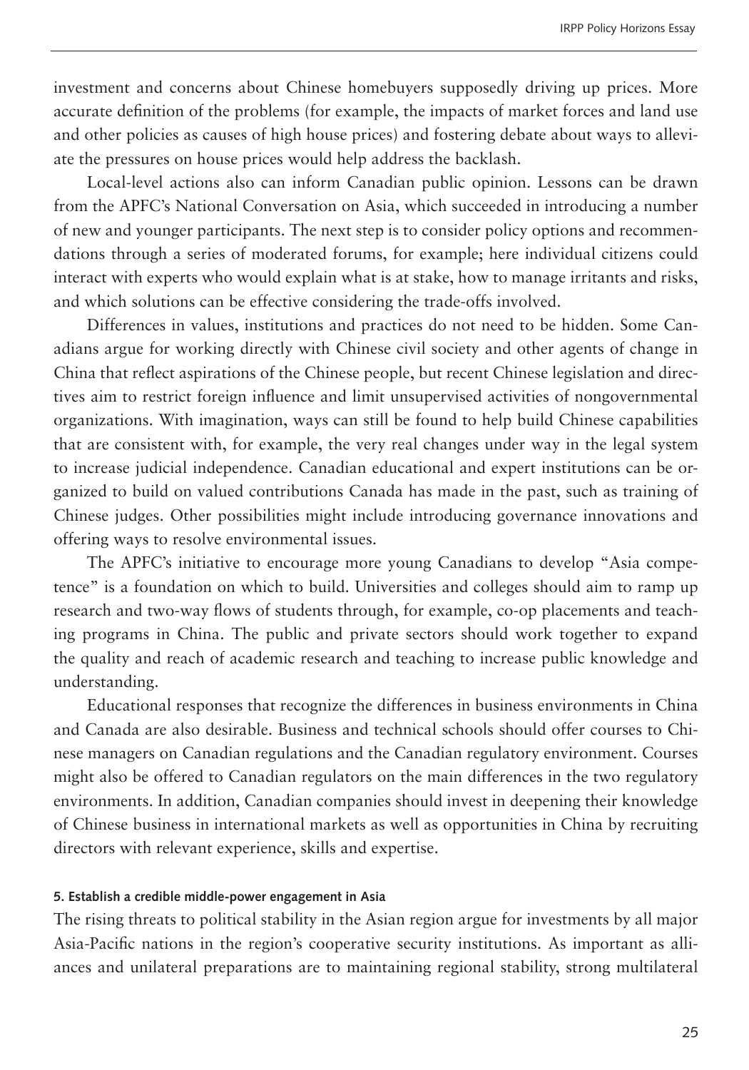investment and concerns about Chinese homebuyers supposedly driving up prices. More accurate definition of the problems (for example, the impacts of market forces and land use and other policies as causes of high house prices) and fostering debate about ways to alleviate the pressures on house prices would help address the backlash.

Local-level actions also can inform Canadian public opinion. Lessons can be drawn from the APFC's National Conversation on Asia, which succeeded in introducing a number of new and younger participants. The next step is to consider policy options and recommendations through a series of moderated forums, for example; here individual citizens could interact with experts who would explain what is at stake, how to manage irritants and risks, and which solutions can be effective considering the trade-offs involved.

Differences in values, institutions and practices do not need to be hidden. Some Canadians argue for working directly with Chinese civil society and other agents of change in China that reflect aspirations of the Chinese people, but recent Chinese legislation and directives aim to restrict foreign influence and limit unsupervised activities of nongovernmental organizations. With imagination, ways can still be found to help build Chinese capabilities that are consistent with, for example, the very real changes under way in the legal system to increase judicial independence. Canadian educational and expert institutions can be organized to build on valued contributions Canada has made in the past, such as training of Chinese judges. Other possibilities might include introducing governance innovations and offering ways to resolve environmental issues.

The APFC's initiative to encourage more young Canadians to develop "Asia competence" is a foundation on which to build. Universities and colleges should aim to ramp up research and two-way flows of students through, for example, co-op placements and teaching programs in China. The public and private sectors should work together to expand the quality and reach of academic research and teaching to increase public knowledge and understanding.

Educational responses that recognize the differences in business environments in China and Canada are also desirable. Business and technical schools should offer courses to Chinese managers on Canadian regulations and the Canadian regulatory environment. Courses might also be offered to Canadian regulators on the main differences in the two regulatory environments. In addition, Canadian companies should invest in deepening their knowledge of Chinese business in international markets as well as opportunities in China by recruiting directors with relevant experience, skills and expertise.

#### 5. Establish a credible middle-power engagement in Asia

The rising threats to political stability in the Asian region argue for investments by all major Asia-Pacific nations in the region's cooperative security institutions. As important as alliances and unilateral preparations are to maintaining regional stability, strong multilateral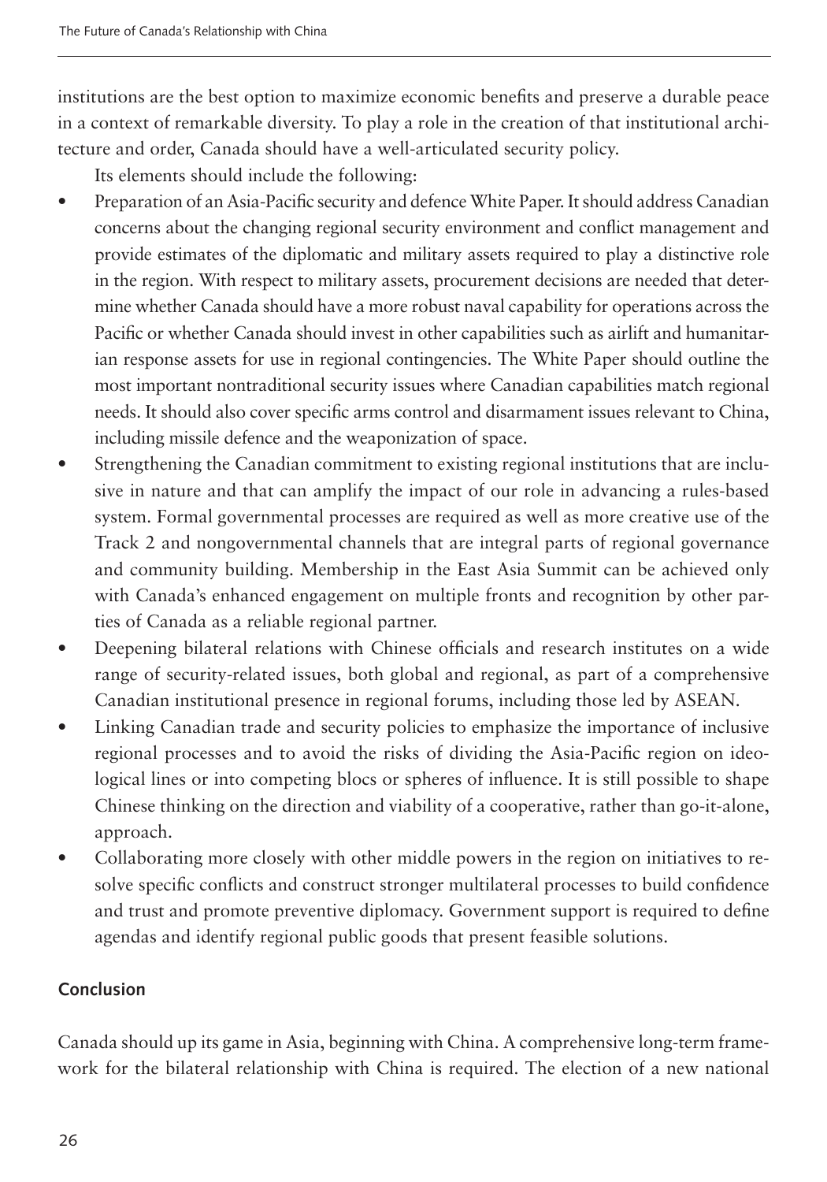institutions are the best option to maximize economic benefits and preserve a durable peace in a context of remarkable diversity. To play a role in the creation of that institutional architecture and order, Canada should have a well-articulated security policy.

Its elements should include the following:

- Preparation of an Asia-Pacific security and defence White Paper. It should address Canadian concerns about the changing regional security environment and conflict management and provide estimates of the diplomatic and military assets required to play a distinctive role in the region. With respect to military assets, procurement decisions are needed that determine whether Canada should have a more robust naval capability for operations across the Pacific or whether Canada should invest in other capabilities such as airlift and humanitarian response assets for use in regional contingencies. The White Paper should outline the most important nontraditional security issues where Canadian capabilities match regional needs. It should also cover specific arms control and disarmament issues relevant to China, including missile defence and the weaponization of space.
- Strengthening the Canadian commitment to existing regional institutions that are inclusive in nature and that can amplify the impact of our role in advancing a rules-based system. Formal governmental processes are required as well as more creative use of the Track 2 and nongovernmental channels that are integral parts of regional governance and community building. Membership in the East Asia Summit can be achieved only with Canada's enhanced engagement on multiple fronts and recognition by other parties of Canada as a reliable regional partner.
- Deepening bilateral relations with Chinese officials and research institutes on a wide range of security-related issues, both global and regional, as part of a comprehensive Canadian institutional presence in regional forums, including those led by ASEAN.
- Linking Canadian trade and security policies to emphasize the importance of inclusive regional processes and to avoid the risks of dividing the Asia-Pacific region on ideological lines or into competing blocs or spheres of influence. It is still possible to shape Chinese thinking on the direction and viability of a cooperative, rather than go-it-alone, approach.
- Collaborating more closely with other middle powers in the region on initiatives to resolve specific conflicts and construct stronger multilateral processes to build confidence and trust and promote preventive diplomacy. Government support is required to define agendas and identify regional public goods that present feasible solutions.

## Conclusion

Canada should up its game in Asia, beginning with China. A comprehensive long-term framework for the bilateral relationship with China is required. The election of a new national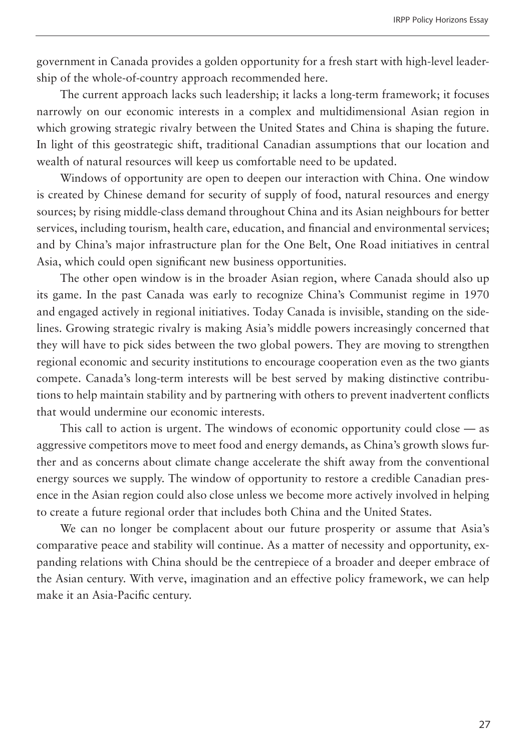government in Canada provides a golden opportunity for a fresh start with high-level leadership of the whole-of-country approach recommended here.

The current approach lacks such leadership; it lacks a long-term framework; it focuses narrowly on our economic interests in a complex and multidimensional Asian region in which growing strategic rivalry between the United States and China is shaping the future. In light of this geostrategic shift, traditional Canadian assumptions that our location and wealth of natural resources will keep us comfortable need to be updated.

Windows of opportunity are open to deepen our interaction with China. One window is created by Chinese demand for security of supply of food, natural resources and energy sources; by rising middle-class demand throughout China and its Asian neighbours for better services, including tourism, health care, education, and financial and environmental services; and by China's major infrastructure plan for the One Belt, One Road initiatives in central Asia, which could open significant new business opportunities.

The other open window is in the broader Asian region, where Canada should also up its game. In the past Canada was early to recognize China's Communist regime in 1970 and engaged actively in regional initiatives. Today Canada is invisible, standing on the sidelines. Growing strategic rivalry is making Asia's middle powers increasingly concerned that they will have to pick sides between the two global powers. They are moving to strengthen regional economic and security institutions to encourage cooperation even as the two giants compete. Canada's long-term interests will be best served by making distinctive contributions to help maintain stability and by partnering with others to prevent inadvertent conflicts that would undermine our economic interests.

This call to action is urgent. The windows of economic opportunity could close — as aggressive competitors move to meet food and energy demands, as China's growth slows further and as concerns about climate change accelerate the shift away from the conventional energy sources we supply. The window of opportunity to restore a credible Canadian presence in the Asian region could also close unless we become more actively involved in helping to create a future regional order that includes both China and the United States.

We can no longer be complacent about our future prosperity or assume that Asia's comparative peace and stability will continue. As a matter of necessity and opportunity, expanding relations with China should be the centrepiece of a broader and deeper embrace of the Asian century. With verve, imagination and an effective policy framework, we can help make it an Asia-Pacific century.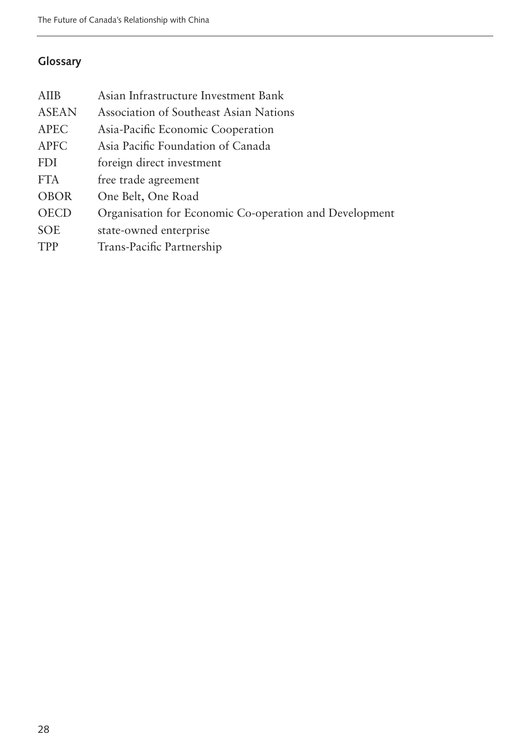## Glossary

| | |
|---|---|
| AIIB | Asian Infrastructure Investment Bank |
| ASEAN | Association of Southeast Asian Nations |
| APEC | Asia-Pacific Economic Cooperation |
| APFC | Asia Pacific Foundation of Canada |
| FDI | foreign direct investment |
| FTA | free trade agreement |
| OBOR | One Belt, One Road |
| OECD | Organisation for Economic Co-operation and Development |
| SOE | state-owned enterprise |
| TPP | Trans-Pacific Partnership |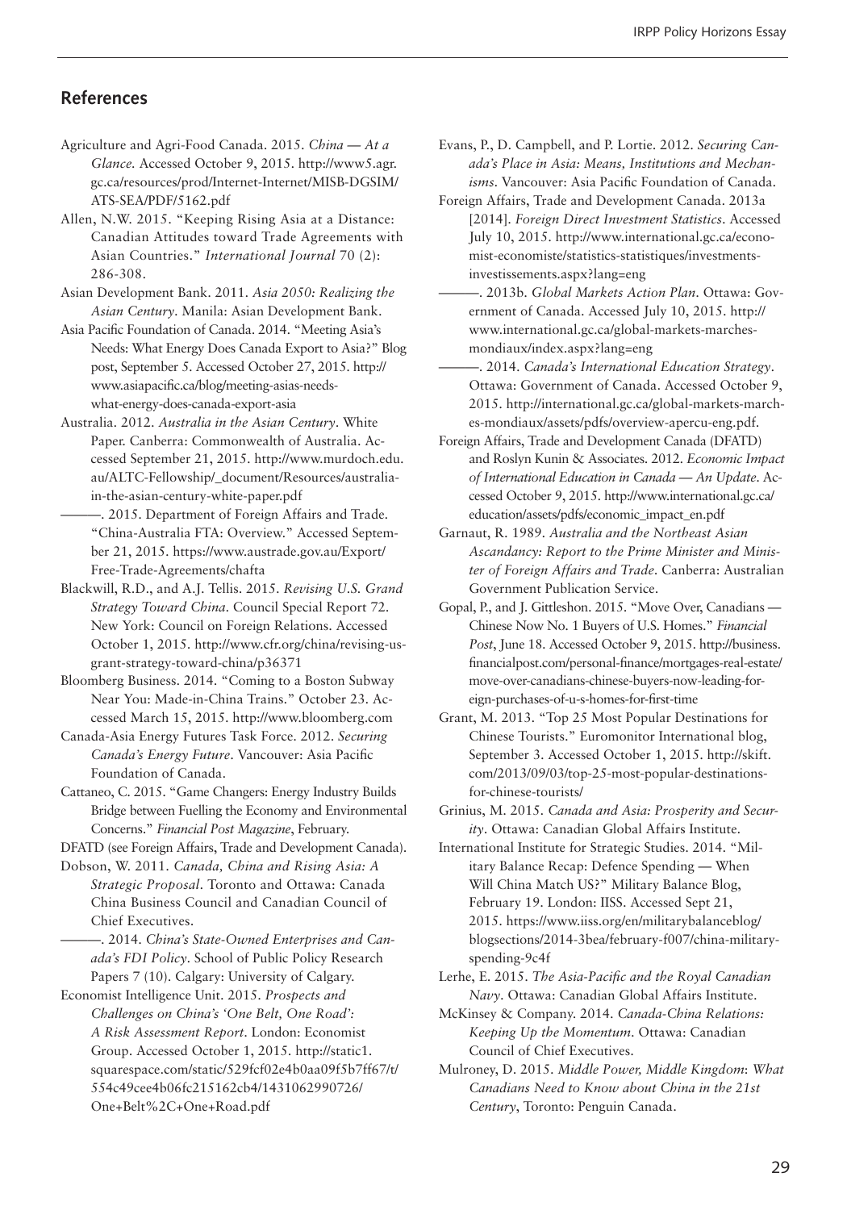## References

Agriculture and Agri-Food Canada. 2015. *China — At a Glance*. Accessed October 9, 2015. http://www5.agr.gc.ca/resources/prod/Internet-Internet/MISB-DGSIM/ATS-SEA/PDF/5162.pdf

Allen, N.W. 2015. "Keeping Rising Asia at a Distance: Canadian Attitudes toward Trade Agreements with Asian Countries." *International Journal* 70 (2): 286-308.

Asian Development Bank. 2011. *Asia 2050: Realizing the Asian Century*. Manila: Asian Development Bank.

Asia Pacific Foundation of Canada. 2014. "Meeting Asia's Needs: What Energy Does Canada Export to Asia?" Blog post, September 5. Accessed October 27, 2015. http://www.asiapacific.ca/blog/meeting-asias-needs-what-energy-does-canada-export-asia

Australia. 2012. *Australia in the Asian Century*. White Paper. Canberra: Commonwealth of Australia. Accessed September 21, 2015. http://www.murdoch.edu.au/ALTC-Fellowship/_document/Resources/australia-in-the-asian-century-white-paper.pdf

———. 2015. Department of Foreign Affairs and Trade. "China-Australia FTA: Overview." Accessed September 21, 2015. https://www.austrade.gov.au/Export/Free-Trade-Agreements/chafta

Blackwill, R.D., and A.J. Tellis. 2015. *Revising U.S. Grand Strategy Toward China*. Council Special Report 72. New York: Council on Foreign Relations. Accessed October 1, 2015. http://www.cfr.org/china/revising-us-grant-strategy-toward-china/p36371

Bloomberg Business. 2014. "Coming to a Boston Subway Near You: Made-in-China Trains." October 23. Accessed March 15, 2015. http://www.bloomberg.com

Canada-Asia Energy Futures Task Force. 2012. *Securing Canada's Energy Future*. Vancouver: Asia Pacific Foundation of Canada.

Cattaneo, C. 2015. "Game Changers: Energy Industry Builds Bridge between Fuelling the Economy and Environmental Concerns." *Financial Post Magazine*, February.

DFATD (see Foreign Affairs, Trade and Development Canada).

Dobson, W. 2011. *Canada, China and Rising Asia: A Strategic Proposal*. Toronto and Ottawa: Canada China Business Council and Canadian Council of Chief Executives.

———. 2014. *China's State-Owned Enterprises and Canada's FDI Policy*. School of Public Policy Research Papers 7 (10). Calgary: University of Calgary.

Economist Intelligence Unit. 2015. *Prospects and Challenges on China's 'One Belt, One Road': A Risk Assessment Report*. London: Economist Group. Accessed October 1, 2015. http://static1.squarespace.com/static/529fcf02e4b0aa09f5b7ff67/t/554c49cee4b06fc215162cb4/1431062990726/One+Belt%2C+One+Road.pdf

Evans, P., D. Campbell, and P. Lortie. 2012. *Securing Canada's Place in Asia: Means, Institutions and Mechanisms*. Vancouver: Asia Pacific Foundation of Canada.

Foreign Affairs, Trade and Development Canada. 2013a [2014]. *Foreign Direct Investment Statistics*. Accessed July 10, 2015. http://www.international.gc.ca/economist-economiste/statistics-statistiques/investments-investissements.aspx?lang=eng

———. 2013b. *Global Markets Action Plan*. Ottawa: Government of Canada. Accessed July 10, 2015. http://www.international.gc.ca/global-markets-marches-mondiaux/index.aspx?lang=eng

———. 2014. *Canada's International Education Strategy*. Ottawa: Government of Canada. Accessed October 9, 2015. http://international.gc.ca/global-markets-marches-mondiaux/assets/pdfs/overview-apercu-eng.pdf.

Foreign Affairs, Trade and Development Canada (DFATD) and Roslyn Kunin & Associates. 2012. *Economic Impact of International Education in Canada — An Update*. Accessed October 9, 2015. http://www.international.gc.ca/education/assets/pdfs/economic_impact_en.pdf

Garnaut, R. 1989. *Australia and the Northeast Asian Ascendancy: Report to the Prime Minister and Minister of Foreign Affairs and Trade*. Canberra: Australian Government Publication Service.

Gopal, P., and J. Gittleshon. 2015. "Move Over, Canadians — Chinese Now No. 1 Buyers of U.S. Homes." *Financial Post*, June 18. Accessed October 9, 2015. http://business.financialpost.com/personal-finance/mortgages-real-estate/move-over-canadians-chinese-buyers-now-leading-foreign-purchases-of-u-s-homes-for-first-time

Grant, M. 2013. "Top 25 Most Popular Destinations for Chinese Tourists." Euromonitor International blog, September 3. Accessed October 1, 2015. http://skift.com/2013/09/03/top-25-most-popular-destinations-for-chinese-tourists/

Grinius, M. 2015. *Canada and Asia: Prosperity and Security*. Ottawa: Canadian Global Affairs Institute.

International Institute for Strategic Studies. 2014. "Military Balance Recap: Defence Spending — When Will China Match US?" Military Balance Blog, February 19. London: IISS. Accessed Sept 21, 2015. https://www.iiss.org/en/militarybalanceblog/blogsections/2014-3bea/february-f007/china-military-spending-9c4f

Lerhe, E. 2015. *The Asia-Pacific and the Royal Canadian Navy*. Ottawa: Canadian Global Affairs Institute.

McKinsey & Company. 2014. *Canada-China Relations: Keeping Up the Momentum*. Ottawa: Canadian Council of Chief Executives.

Mulroney, D. 2015. *Middle Power, Middle Kingdom: What Canadians Need to Know about China in the 21st Century*, Toronto: Penguin Canada.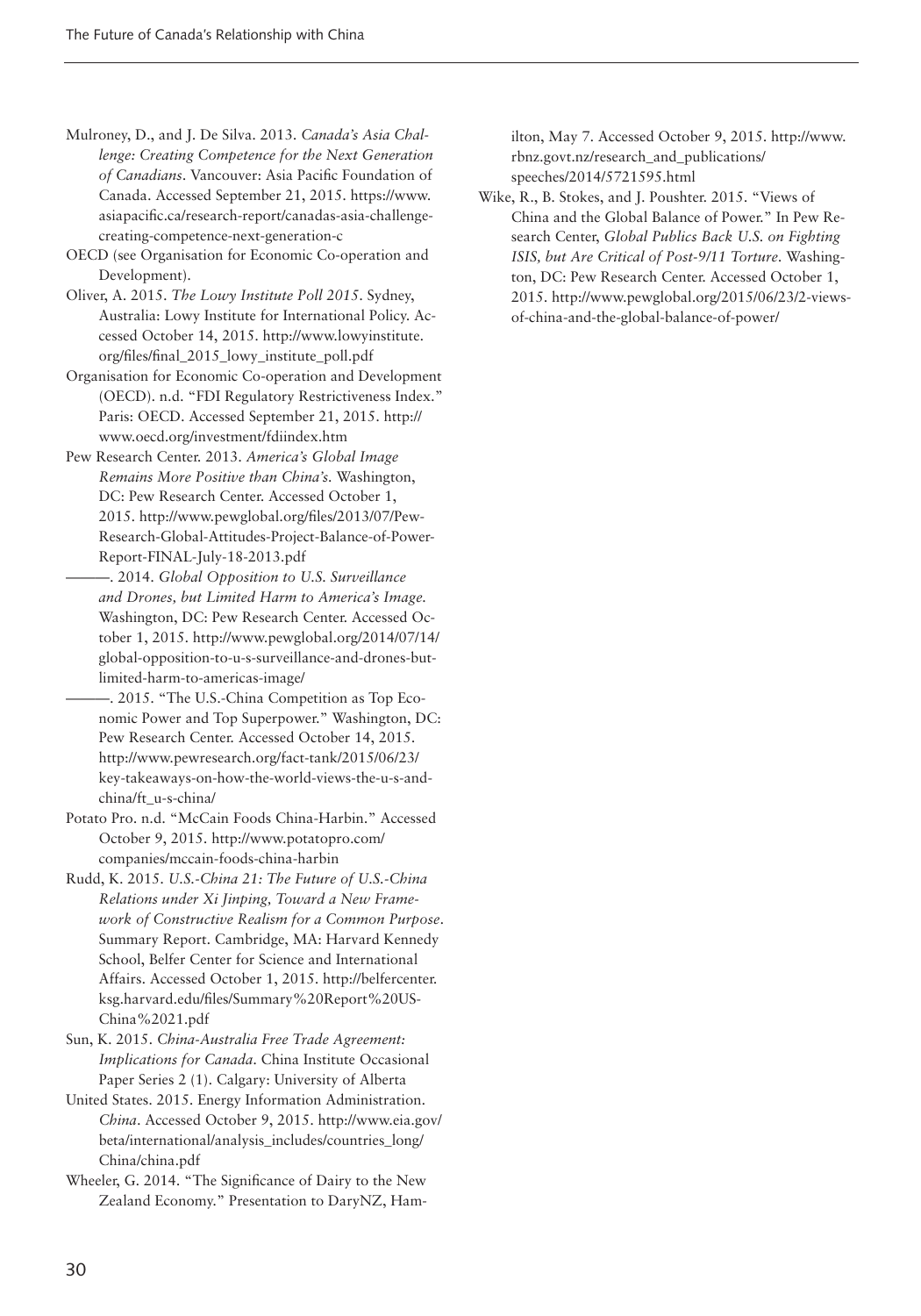Mulroney, D., and J. De Silva. 2013. *Canada's Asia Challenge: Creating Competence for the Next Generation of Canadians*. Vancouver: Asia Pacific Foundation of Canada. Accessed September 21, 2015. https://www.asiapacific.ca/research-report/canadas-asia-challenge-creating-competence-next-generation-c

OECD (see Organisation for Economic Co-operation and Development).

Oliver, A. 2015. *The Lowy Institute Poll 2015*. Sydney, Australia: Lowy Institute for International Policy. Accessed October 14, 2015. http://www.lowyinstitute.org/files/final_2015_lowy_institute_poll.pdf

Organisation for Economic Co-operation and Development (OECD). n.d. "FDI Regulatory Restrictiveness Index." Paris: OECD. Accessed September 21, 2015. http://www.oecd.org/investment/fdiindex.htm

Pew Research Center. 2013. *America's Global Image Remains More Positive than China's.* Washington, DC: Pew Research Center. Accessed October 1, 2015. http://www.pewglobal.org/files/2013/07/Pew-Research-Global-Attitudes-Project-Balance-of-Power-Report-FINAL-July-18-2013.pdf

———. 2014. *Global Opposition to U.S. Surveillance and Drones, but Limited Harm to America's Image.* Washington, DC: Pew Research Center. Accessed October 1, 2015. http://www.pewglobal.org/2014/07/14/global-opposition-to-u-s-surveillance-and-drones-but-limited-harm-to-americas-image/

———. 2015. "The U.S.-China Competition as Top Economic Power and Top Superpower." Washington, DC: Pew Research Center. Accessed October 14, 2015. http://www.pewresearch.org/fact-tank/2015/06/23/key-takeaways-on-how-the-world-views-the-u-s-and-china/ft_u-s-china/

Potato Pro. n.d. "McCain Foods China-Harbin." Accessed October 9, 2015. http://www.potatopro.com/companies/mccain-foods-china-harbin

Rudd, K. 2015. *U.S.-China 21: The Future of U.S.-China Relations under Xi Jinping, Toward a New Framework of Constructive Realism for a Common Purpose*. Summary Report. Cambridge, MA: Harvard Kennedy School, Belfer Center for Science and International Affairs. Accessed October 1, 2015. http://belfercenter.ksg.harvard.edu/files/Summary%20Report%20US-China%2021.pdf

Sun, K. 2015. *China-Australia Free Trade Agreement: Implications for Canada*. China Institute Occasional Paper Series 2 (1). Calgary: University of Alberta

United States. 2015. Energy Information Administration. *China*. Accessed October 9, 2015. http://www.eia.gov/beta/international/analysis_includes/countries_long/China/china.pdf

Wheeler, G. 2014. "The Significance of Dairy to the New Zealand Economy." Presentation to DaryNZ, Hamilton, May 7. Accessed October 9, 2015. http://www.rbnz.govt.nz/research_and_publications/speeches/2014/5721595.html

Wike, R., B. Stokes, and J. Poushter. 2015. "Views of China and the Global Balance of Power." In Pew Research Center, *Global Publics Back U.S. on Fighting ISIS, but Are Critical of Post-9/11 Torture*. Washington, DC: Pew Research Center. Accessed October 1, 2015. http://www.pewglobal.org/2015/06/23/2-views-of-china-and-the-global-balance-of-power/